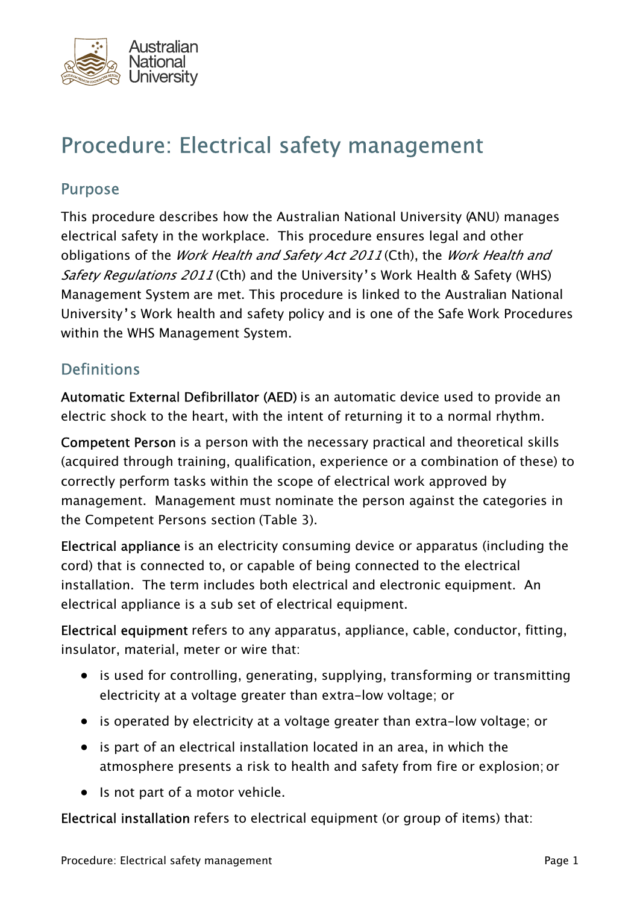# Procedure: Electrical safety management

## Purpose

This procedure describes how the Australian National University (ANU) manages electrical safety in the workplace. This procedure ensures legal and other obligations of the *Work Health and Safety Act 2011* (Cth), the *Work Health and Safety Regulations 2011* (Cth) and the University's Work Health & Safety (WHS) Management System are met. This procedure is linked to the Australian National University's Work health and safety policy and is one of the Safe Work Procedures within the WHS Management System.

## Definitions

**Automatic External Defibrillator (AED)** is an automatic device used to provide an electric shock to the heart, with the intent of returning it to a normal rhythm.

**Competent Person** is a person with the necessary practical and theoretical skills (acquired through training, qualification, experience or a combination of these) to correctly perform tasks within the scope of electrical work approved by management. Management must nominate the person against the categories in the Competent Persons section (Table 3).

**Electrical appliance** is an electricity consuming device or apparatus (including the cord) that is connected to, or capable of being connected to the electrical installation. The term includes both electrical and electronic equipment. An electrical appliance is a sub set of electrical equipment.

**Electrical equipment** refers to any apparatus, appliance, cable, conductor, fitting, insulator, material, meter or wire that:

- is used for controlling, generating, supplying, transforming or transmitting electricity at a voltage greater than extra-low voltage; or
- is operated by electricity at a voltage greater than extra-low voltage; or
- is part of an electrical installation located in an area, in which the atmosphere presents a risk to health and safety from fire or explosion; or
- Is not part of a motor vehicle.

**Electrical installation** refers to electrical equipment (or group of items) that: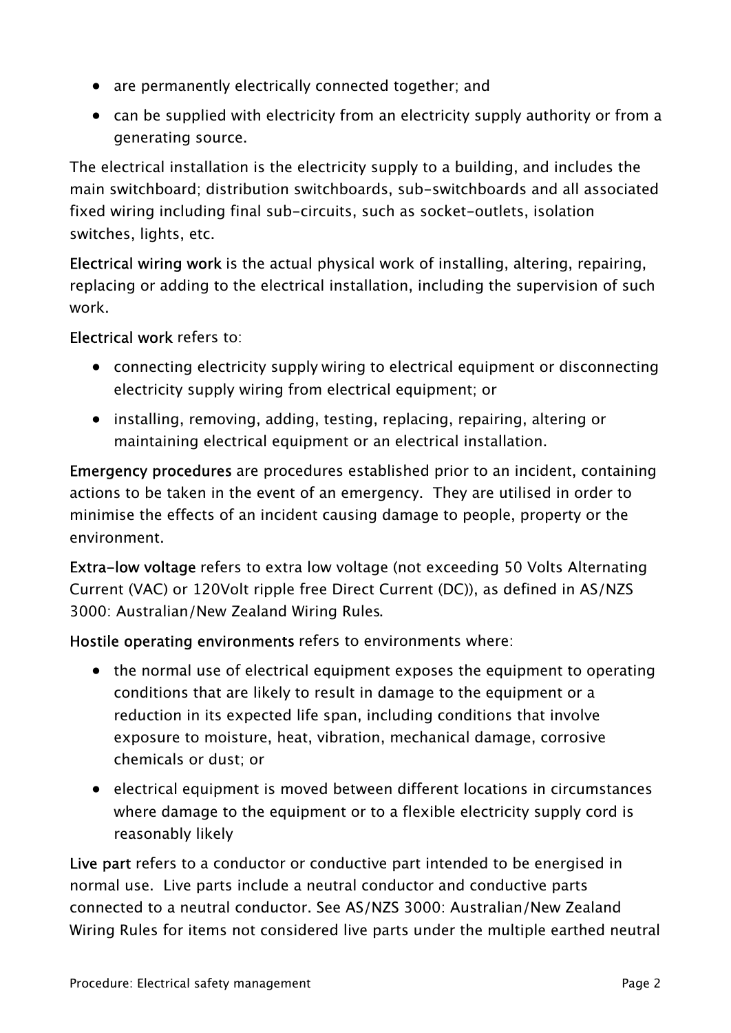- are permanently electrically connected together; and
- can be supplied with electricity from an electricity supply authority or from a generating source.

The electrical installation is the electricity supply to a building, and includes the main switchboard; distribution switchboards, sub-switchboards and all associated fixed wiring including final sub-circuits, such as socket-outlets, isolation switches, lights, etc.

**Electrical wiring work** is the actual physical work of installing, altering, repairing, replacing or adding to the electrical installation, including the supervision of such work.

**Electrical work** refers to:

- connecting electricity supply wiring to electrical equipment or disconnecting electricity supply wiring from electrical equipment; or
- installing, removing, adding, testing, replacing, repairing, altering or maintaining electrical equipment or an electrical installation.

**Emergency procedures** are procedures established prior to an incident, containing actions to be taken in the event of an emergency. They are utilised in order to minimise the effects of an incident causing damage to people, property or the environment.

**Extra-low voltage** refers to extra low voltage (not exceeding 50 Volts Alternating Current (VAC) or 120Volt ripple free Direct Current (DC)), as defined in AS/NZS 3000: Australian/New Zealand Wiring Rules.

**Hostile operating environments** refers to environments where:

- the normal use of electrical equipment exposes the equipment to operating conditions that are likely to result in damage to the equipment or a reduction in its expected life span, including conditions that involve exposure to moisture, heat, vibration, mechanical damage, corrosive chemicals or dust; or
- electrical equipment is moved between different locations in circumstances where damage to the equipment or to a flexible electricity supply cord is reasonably likely

**Live part** refers to a conductor or conductive part intended to be energised in normal use. Live parts include a neutral conductor and conductive parts connected to a neutral conductor. See AS/NZS 3000: Australian/New Zealand Wiring Rules for items not considered live parts under the multiple earthed neutral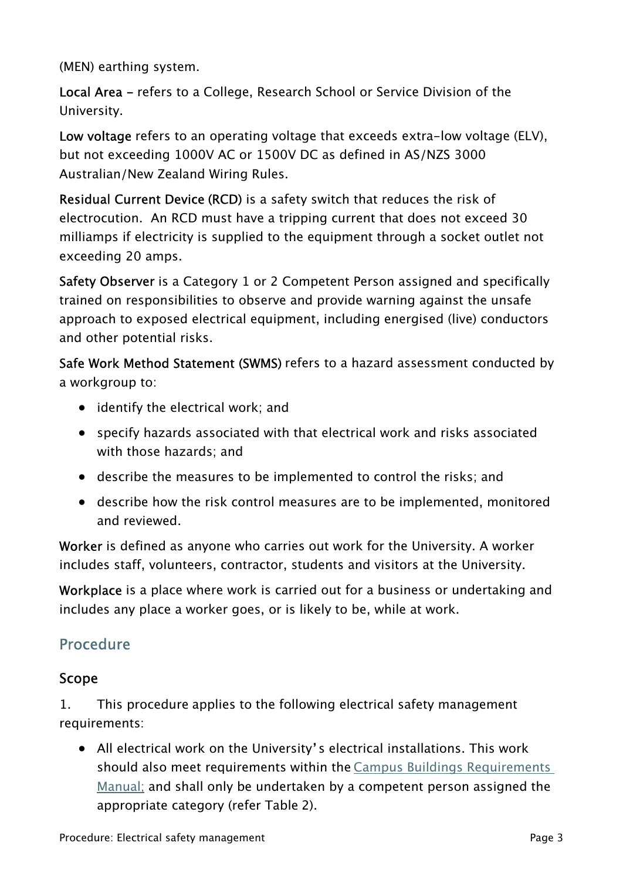(MEN) earthing system.

**Local Area** – refers to a College, Research School or Service Division of the University.

**Low voltage** refers to an operating voltage that exceeds extra-low voltage (ELV), but not exceeding 1000V AC or 1500V DC as defined in AS/NZS 3000 Australian/New Zealand Wiring Rules.

**Residual Current Device (RCD)** is a safety switch that reduces the risk of electrocution. An RCD must have a tripping current that does not exceed 30 milliamps if electricity is supplied to the equipment through a socket outlet not exceeding 20 amps.

**Safety Observer** is a Category 1 or 2 Competent Person assigned and specifically trained on responsibilities to observe and provide warning against the unsafe approach to exposed electrical equipment, including energised (live) conductors and other potential risks.

**Safe Work Method Statement (SWMS)** refers to a hazard assessment conducted by a workgroup to:

- identify the electrical work; and
- specify hazards associated with that electrical work and risks associated with those hazards; and
- describe the measures to be implemented to control the risks; and
- describe how the risk control measures are to be implemented, monitored and reviewed.

**Worker** is defined as anyone who carries out work for the University. A worker includes staff, volunteers, contractor, students and visitors at the University.

**Workplace** is a place where work is carried out for a business or undertaking and includes any place a worker goes, or is likely to be, while at work.

## Procedure

### Scope

1. This procedure applies to the following electrical safety management requirements:

- All electrical work on the University's electrical installations. This work should also meet requirements within the Campus Buildings Requirements Manual; and shall only be undertaken by a competent person assigned the appropriate category (refer Table 2).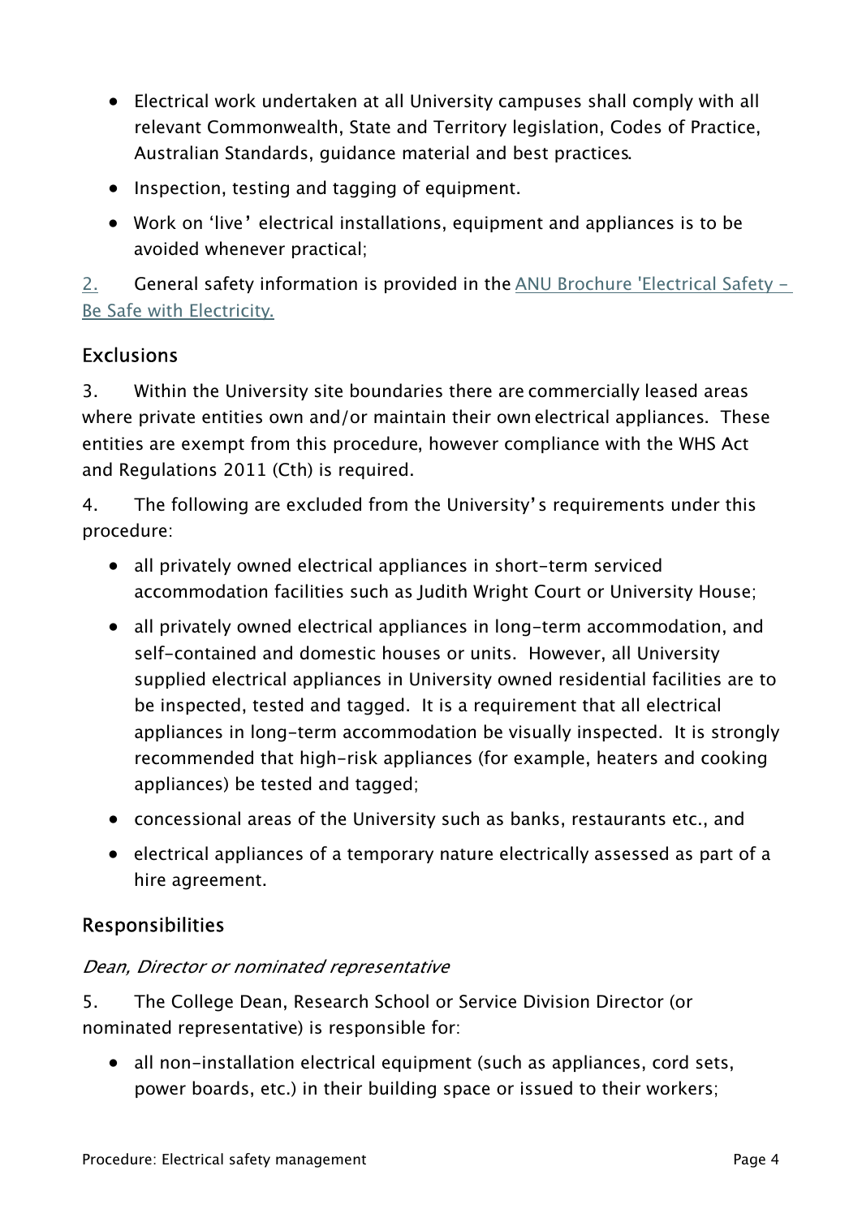- Electrical work undertaken at all University campuses shall comply with all relevant Commonwealth, State and Territory legislation, Codes of Practice, Australian Standards, guidance material and best practices.
- Inspection, testing and tagging of equipment.
- Work on 'live' electrical installations, equipment and appliances is to be avoided whenever practical;

2. General safety information is provided in the ANU Brochure 'Electrical Safety - Be Safe with Electricity.

## Exclusions

3. Within the University site boundaries there are commercially leased areas where private entities own and/or maintain their own electrical appliances. These entities are exempt from this procedure, however compliance with the WHS Act and Regulations 2011 (Cth) is required.

4. The following are excluded from the University's requirements under this procedure:

- all privately owned electrical appliances in short-term serviced accommodation facilities such as Judith Wright Court or University House;
- all privately owned electrical appliances in long-term accommodation, and self-contained and domestic houses or units. However, all University supplied electrical appliances in University owned residential facilities are to be inspected, tested and tagged. It is a requirement that all electrical appliances in long-term accommodation be visually inspected. It is strongly recommended that high-risk appliances (for example, heaters and cooking appliances) be tested and tagged;
- concessional areas of the University such as banks, restaurants etc., and
- electrical appliances of a temporary nature electrically assessed as part of a hire agreement.

## Responsibilities

### *Dean, Director or nominated representative*

5. The College Dean, Research School or Service Division Director (or nominated representative) is responsible for:

- all non-installation electrical equipment (such as appliances, cord sets, power boards, etc.) in their building space or issued to their workers;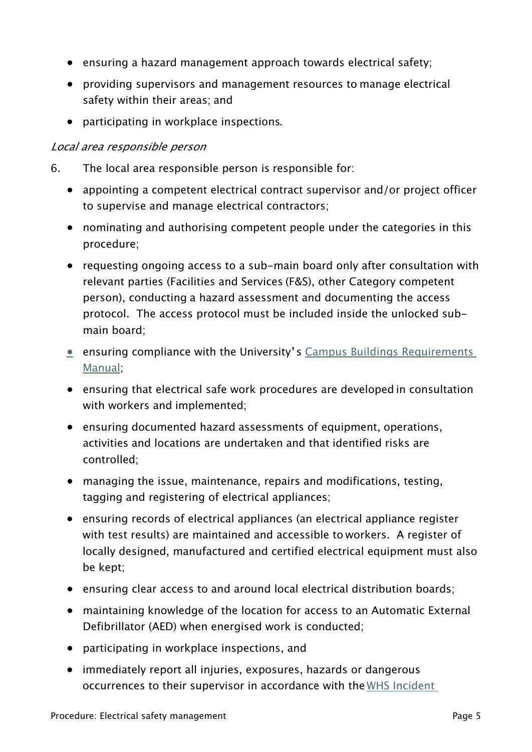- ensuring a hazard management approach towards electrical safety;
- providing supervisors and management resources to manage electrical safety within their areas; and
- participating in workplace inspections.

*Local area responsible person*

6. The local area responsible person is responsible for:

- appointing a competent electrical contract supervisor and/or project officer to supervise and manage electrical contractors;
- nominating and authorising competent people under the categories in this procedure;
- requesting ongoing access to a sub-main board only after consultation with relevant parties (Facilities and Services (F&S), other Category competent person), conducting a hazard assessment and documenting the access protocol. The access protocol must be included inside the unlocked sub-main board;
- ensuring compliance with the University's [Campus Buildings Requirements Manual](#);
- ensuring that electrical safe work procedures are developed in consultation with workers and implemented;
- ensuring documented hazard assessments of equipment, operations, activities and locations are undertaken and that identified risks are controlled;
- managing the issue, maintenance, repairs and modifications, testing, tagging and registering of electrical appliances;
- ensuring records of electrical appliances (an electrical appliance register with test results) are maintained and accessible to workers. A register of locally designed, manufactured and certified electrical equipment must also be kept;
- ensuring clear access to and around local electrical distribution boards;
- maintaining knowledge of the location for access to an Automatic External Defibrillator (AED) when energised work is conducted;
- participating in workplace inspections, and
- immediately report all injuries, exposures, hazards or dangerous occurrences to their supervisor in accordance with the [WHS Incident](#)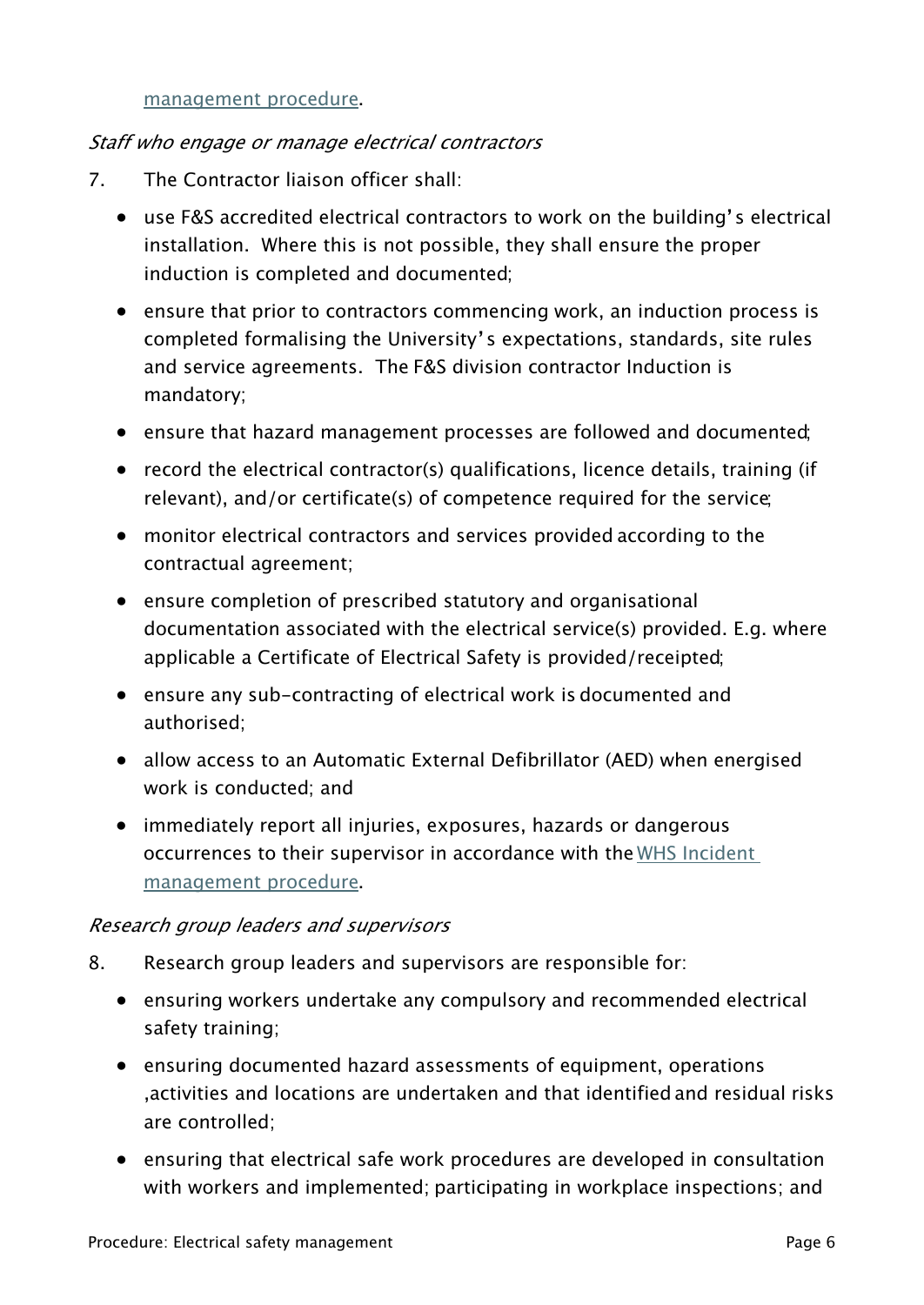management procedure.

*Staff who engage or manage electrical contractors*

7. The Contractor liaison officer shall:

- use F&S accredited electrical contractors to work on the building's electrical installation. Where this is not possible, they shall ensure the proper induction is completed and documented;
- ensure that prior to contractors commencing work, an induction process is completed formalising the University's expectations, standards, site rules and service agreements. The F&S division contractor Induction is mandatory;
- ensure that hazard management processes are followed and documented;
- record the electrical contractor(s) qualifications, licence details, training (if relevant), and/or certificate(s) of competence required for the service;
- monitor electrical contractors and services provided according to the contractual agreement;
- ensure completion of prescribed statutory and organisational documentation associated with the electrical service(s) provided. E.g. where applicable a Certificate of Electrical Safety is provided/receipted;
- ensure any sub-contracting of electrical work is documented and authorised;
- allow access to an Automatic External Defibrillator (AED) when energised work is conducted; and
- immediately report all injuries, exposures, hazards or dangerous occurrences to their supervisor in accordance with the WHS Incident management procedure.

*Research group leaders and supervisors*

8. Research group leaders and supervisors are responsible for:

- ensuring workers undertake any compulsory and recommended electrical safety training;
- ensuring documented hazard assessments of equipment, operations ,activities and locations are undertaken and that identified and residual risks are controlled;
- ensuring that electrical safe work procedures are developed in consultation with workers and implemented; participating in workplace inspections; and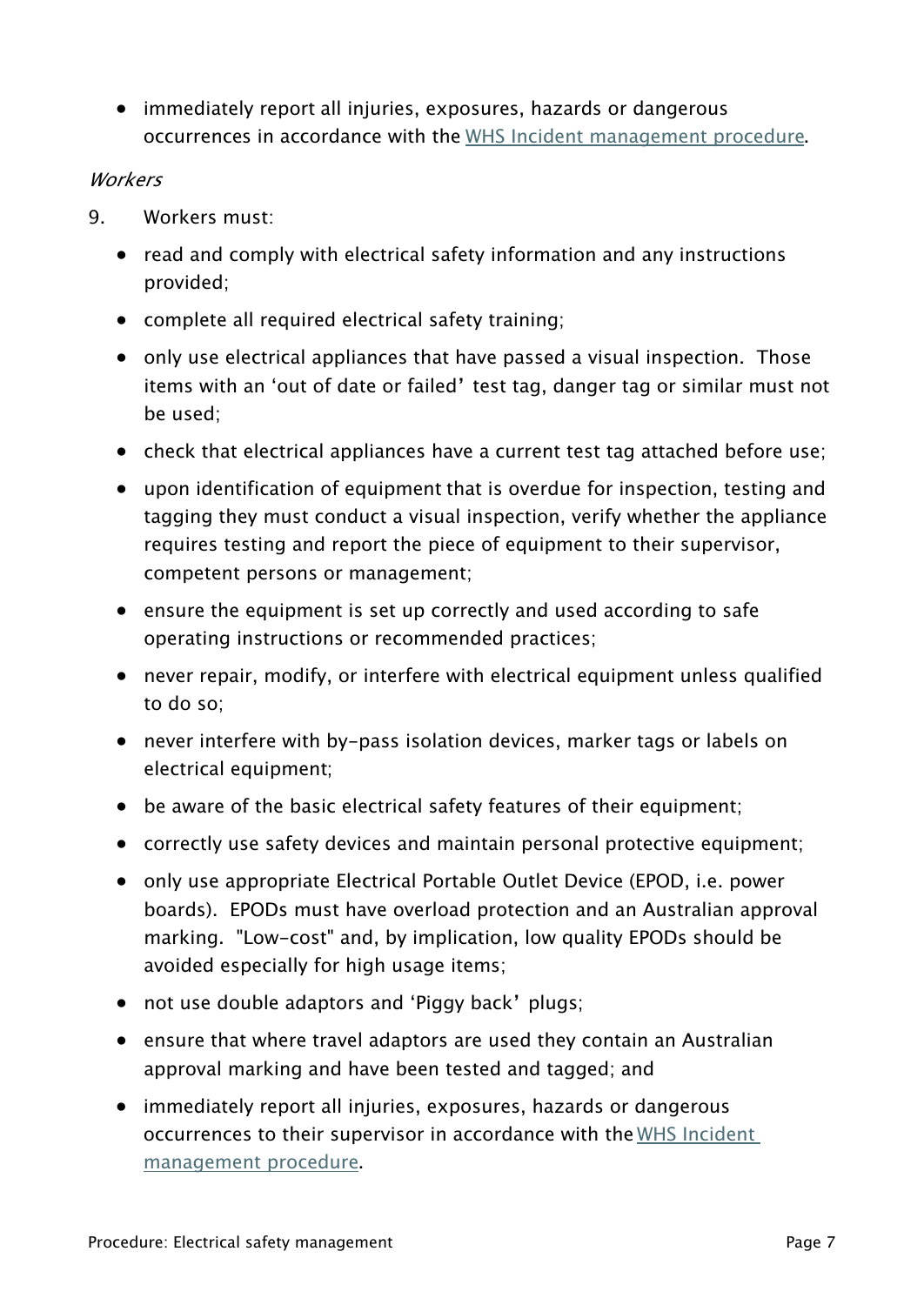- immediately report all injuries, exposures, hazards or dangerous occurrences in accordance with the [WHS Incident management procedure](#).

*Workers*

9. Workers must:

   - read and comply with electrical safety information and any instructions provided;
   - complete all required electrical safety training;
   - only use electrical appliances that have passed a visual inspection. Those items with an 'out of date or failed' test tag, danger tag or similar must not be used;
   - check that electrical appliances have a current test tag attached before use;
   - upon identification of equipment that is overdue for inspection, testing and tagging they must conduct a visual inspection, verify whether the appliance requires testing and report the piece of equipment to their supervisor, competent persons or management;
   - ensure the equipment is set up correctly and used according to safe operating instructions or recommended practices;
   - never repair, modify, or interfere with electrical equipment unless qualified to do so;
   - never interfere with by-pass isolation devices, marker tags or labels on electrical equipment;
   - be aware of the basic electrical safety features of their equipment;
   - correctly use safety devices and maintain personal protective equipment;
   - only use appropriate Electrical Portable Outlet Device (EPOD, i.e. power boards). EPODs must have overload protection and an Australian approval marking. "Low-cost" and, by implication, low quality EPODs should be avoided especially for high usage items;
   - not use double adaptors and 'Piggy back' plugs;
   - ensure that where travel adaptors are used they contain an Australian approval marking and have been tested and tagged; and
   - immediately report all injuries, exposures, hazards or dangerous occurrences to their supervisor in accordance with the [WHS Incident management procedure](#).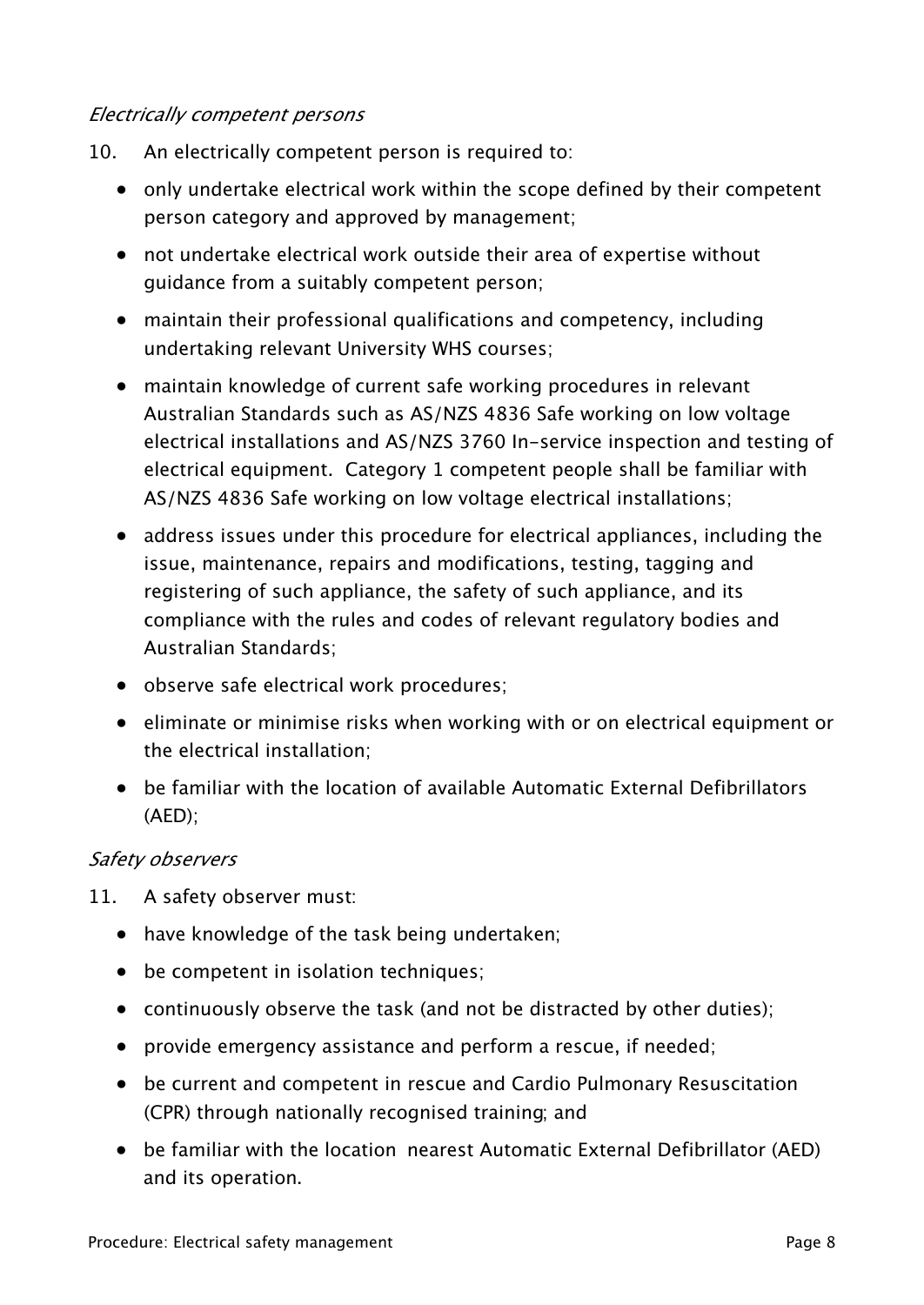*Electrically competent persons*

10. An electrically competent person is required to:

- only undertake electrical work within the scope defined by their competent person category and approved by management;
- not undertake electrical work outside their area of expertise without guidance from a suitably competent person;
- maintain their professional qualifications and competency, including undertaking relevant University WHS courses;
- maintain knowledge of current safe working procedures in relevant Australian Standards such as AS/NZS 4836 Safe working on low voltage electrical installations and AS/NZS 3760 In-service inspection and testing of electrical equipment. Category 1 competent people shall be familiar with AS/NZS 4836 Safe working on low voltage electrical installations;
- address issues under this procedure for electrical appliances, including the issue, maintenance, repairs and modifications, testing, tagging and registering of such appliance, the safety of such appliance, and its compliance with the rules and codes of relevant regulatory bodies and Australian Standards;
- observe safe electrical work procedures;
- eliminate or minimise risks when working with or on electrical equipment or the electrical installation;
- be familiar with the location of available Automatic External Defibrillators (AED);

*Safety observers*

11. A safety observer must:

- have knowledge of the task being undertaken;
- be competent in isolation techniques;
- continuously observe the task (and not be distracted by other duties);
- provide emergency assistance and perform a rescue, if needed;
- be current and competent in rescue and Cardio Pulmonary Resuscitation (CPR) through nationally recognised training; and
- be familiar with the location nearest Automatic External Defibrillator (AED) and its operation.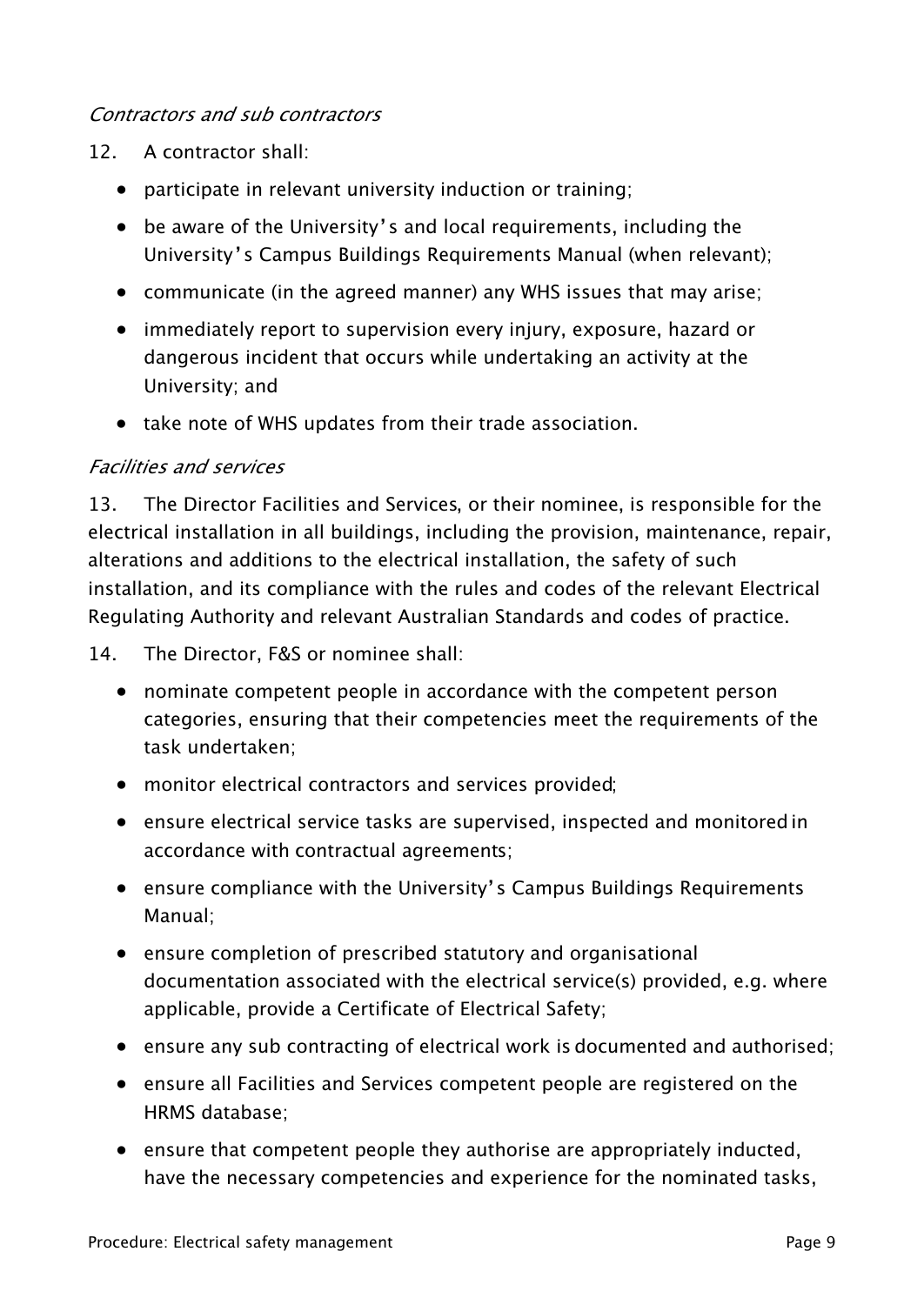*Contractors and sub contractors*

12. A contractor shall:

- participate in relevant university induction or training;
- be aware of the University's and local requirements, including the University's Campus Buildings Requirements Manual (when relevant);
- communicate (in the agreed manner) any WHS issues that may arise;
- immediately report to supervision every injury, exposure, hazard or dangerous incident that occurs while undertaking an activity at the University; and
- take note of WHS updates from their trade association.

*Facilities and services*

13. The Director Facilities and Services, or their nominee, is responsible for the electrical installation in all buildings, including the provision, maintenance, repair, alterations and additions to the electrical installation, the safety of such installation, and its compliance with the rules and codes of the relevant Electrical Regulating Authority and relevant Australian Standards and codes of practice.

14. The Director, F&S or nominee shall:

- nominate competent people in accordance with the competent person categories, ensuring that their competencies meet the requirements of the task undertaken;
- monitor electrical contractors and services provided;
- ensure electrical service tasks are supervised, inspected and monitored in accordance with contractual agreements;
- ensure compliance with the University's Campus Buildings Requirements Manual;
- ensure completion of prescribed statutory and organisational documentation associated with the electrical service(s) provided, e.g. where applicable, provide a Certificate of Electrical Safety;
- ensure any sub contracting of electrical work is documented and authorised;
- ensure all Facilities and Services competent people are registered on the HRMS database;
- ensure that competent people they authorise are appropriately inducted, have the necessary competencies and experience for the nominated tasks,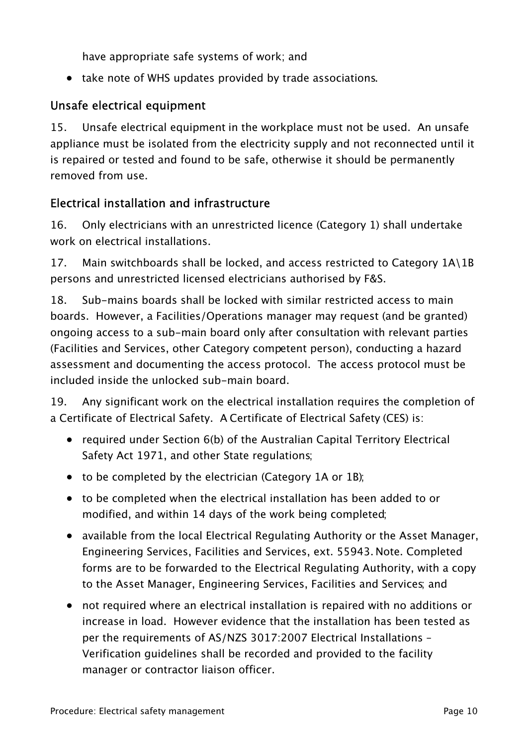have appropriate safe systems of work; and

- take note of WHS updates provided by trade associations.

## Unsafe electrical equipment

15. Unsafe electrical equipment in the workplace must not be used. An unsafe appliance must be isolated from the electricity supply and not reconnected until it is repaired or tested and found to be safe, otherwise it should be permanently removed from use.

## Electrical installation and infrastructure

16. Only electricians with an unrestricted licence (Category 1) shall undertake work on electrical installations.

17. Main switchboards shall be locked, and access restricted to Category 1A\1B persons and unrestricted licensed electricians authorised by F&S.

18. Sub-mains boards shall be locked with similar restricted access to main boards. However, a Facilities/Operations manager may request (and be granted) ongoing access to a sub-main board only after consultation with relevant parties (Facilities and Services, other Category competent person), conducting a hazard assessment and documenting the access protocol. The access protocol must be included inside the unlocked sub-main board.

19. Any significant work on the electrical installation requires the completion of a Certificate of Electrical Safety. A Certificate of Electrical Safety (CES) is:

- required under Section 6(b) of the Australian Capital Territory Electrical Safety Act 1971, and other State regulations;
- to be completed by the electrician (Category 1A or 1B);
- to be completed when the electrical installation has been added to or modified, and within 14 days of the work being completed;
- available from the local Electrical Regulating Authority or the Asset Manager, Engineering Services, Facilities and Services, ext. 55943. Note. Completed forms are to be forwarded to the Electrical Regulating Authority, with a copy to the Asset Manager, Engineering Services, Facilities and Services; and
- not required where an electrical installation is repaired with no additions or increase in load. However evidence that the installation has been tested as per the requirements of AS/NZS 3017:2007 Electrical Installations – Verification guidelines shall be recorded and provided to the facility manager or contractor liaison officer.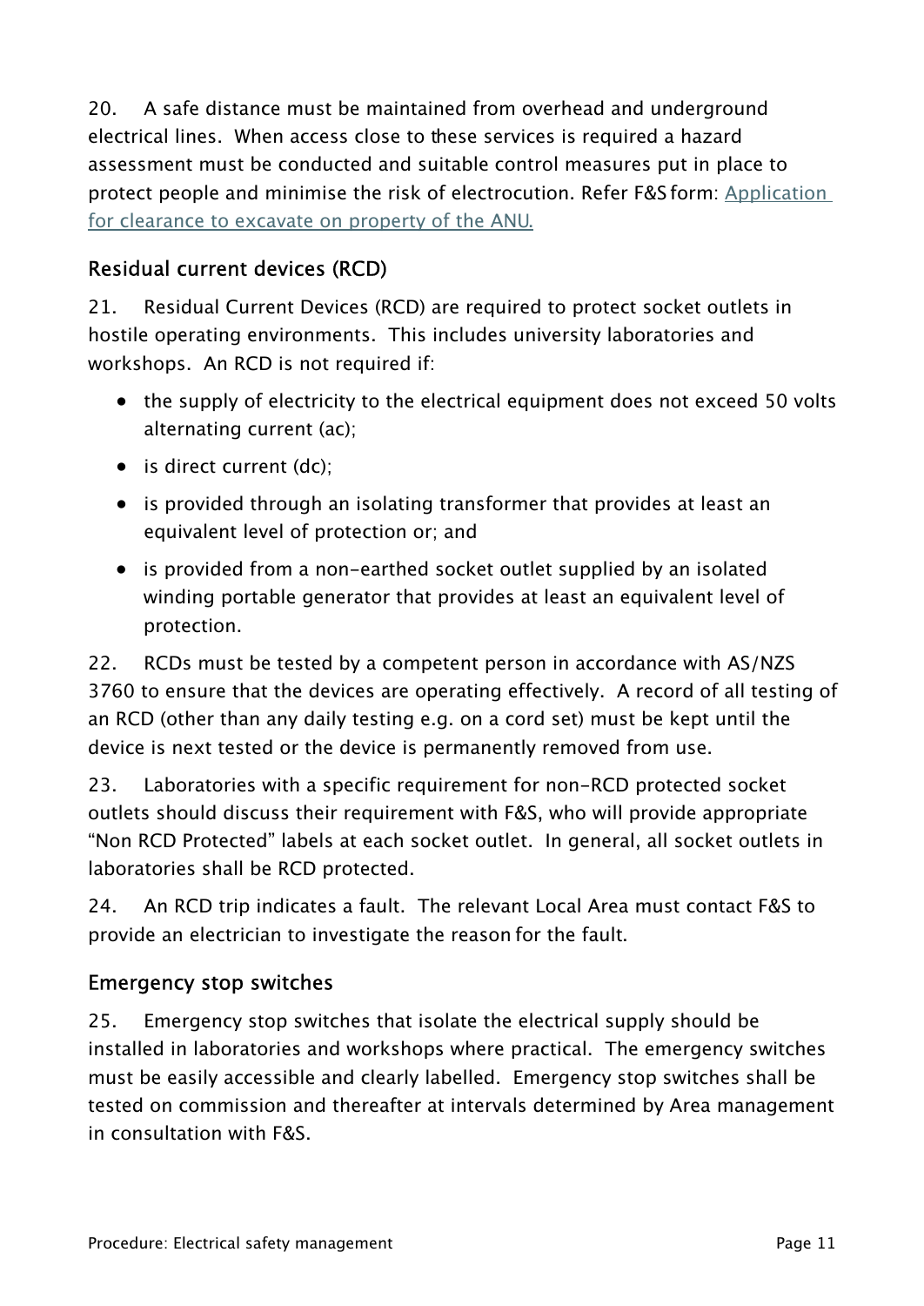20. A safe distance must be maintained from overhead and underground electrical lines. When access close to these services is required a hazard assessment must be conducted and suitable control measures put in place to protect people and minimise the risk of electrocution. Refer F&S form: [Application for clearance to excavate on property of the ANU.]()

## Residual current devices (RCD)

21. Residual Current Devices (RCD) are required to protect socket outlets in hostile operating environments. This includes university laboratories and workshops. An RCD is not required if:

- the supply of electricity to the electrical equipment does not exceed 50 volts alternating current (ac);
- is direct current (dc);
- is provided through an isolating transformer that provides at least an equivalent level of protection or; and
- is provided from a non-earthed socket outlet supplied by an isolated winding portable generator that provides at least an equivalent level of protection.

22. RCDs must be tested by a competent person in accordance with AS/NZS 3760 to ensure that the devices are operating effectively. A record of all testing of an RCD (other than any daily testing e.g. on a cord set) must be kept until the device is next tested or the device is permanently removed from use.

23. Laboratories with a specific requirement for non-RCD protected socket outlets should discuss their requirement with F&S, who will provide appropriate "Non RCD Protected" labels at each socket outlet. In general, all socket outlets in laboratories shall be RCD protected.

24. An RCD trip indicates a fault. The relevant Local Area must contact F&S to provide an electrician to investigate the reason for the fault.

## Emergency stop switches

25. Emergency stop switches that isolate the electrical supply should be installed in laboratories and workshops where practical. The emergency switches must be easily accessible and clearly labelled. Emergency stop switches shall be tested on commission and thereafter at intervals determined by Area management in consultation with F&S.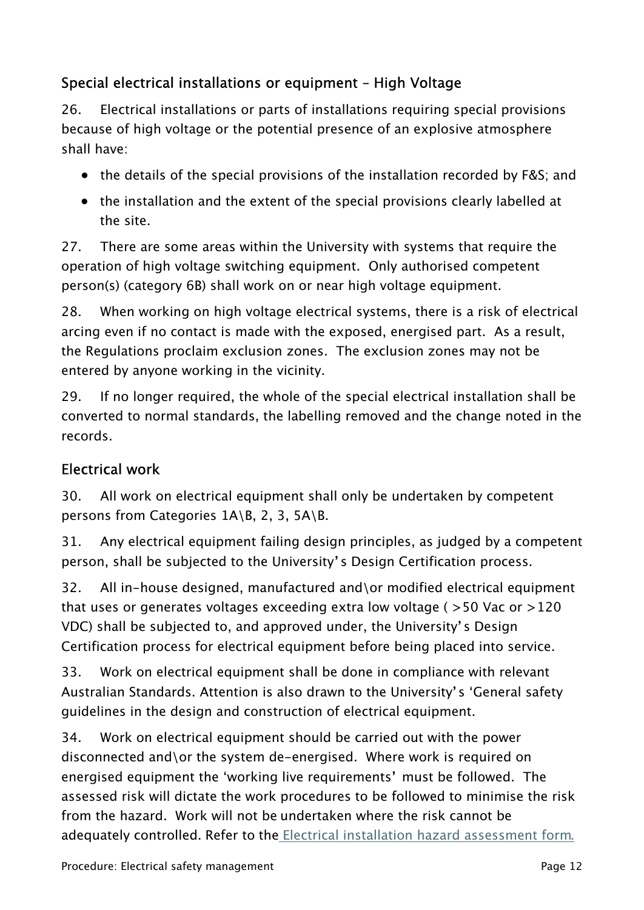## Special electrical installations or equipment – High Voltage

26. Electrical installations or parts of installations requiring special provisions because of high voltage or the potential presence of an explosive atmosphere shall have:

- the details of the special provisions of the installation recorded by F&S; and
- the installation and the extent of the special provisions clearly labelled at the site.

27. There are some areas within the University with systems that require the operation of high voltage switching equipment. Only authorised competent person(s) (category 6B) shall work on or near high voltage equipment.

28. When working on high voltage electrical systems, there is a risk of electrical arcing even if no contact is made with the exposed, energised part. As a result, the Regulations proclaim exclusion zones. The exclusion zones may not be entered by anyone working in the vicinity.

29. If no longer required, the whole of the special electrical installation shall be converted to normal standards, the labelling removed and the change noted in the records.

## Electrical work

30. All work on electrical equipment shall only be undertaken by competent persons from Categories 1A\B, 2, 3, 5A\B.

31. Any electrical equipment failing design principles, as judged by a competent person, shall be subjected to the University's Design Certification process.

32. All in-house designed, manufactured and\or modified electrical equipment that uses or generates voltages exceeding extra low voltage ( >50 Vac or >120 VDC) shall be subjected to, and approved under, the University's Design Certification process for electrical equipment before being placed into service.

33. Work on electrical equipment shall be done in compliance with relevant Australian Standards. Attention is also drawn to the University's 'General safety guidelines in the design and construction of electrical equipment.

34. Work on electrical equipment should be carried out with the power disconnected and\or the system de-energised. Where work is required on energised equipment the 'working live requirements' must be followed. The assessed risk will dictate the work procedures to be followed to minimise the risk from the hazard. Work will not be undertaken where the risk cannot be adequately controlled. Refer to the Electrical installation hazard assessment form.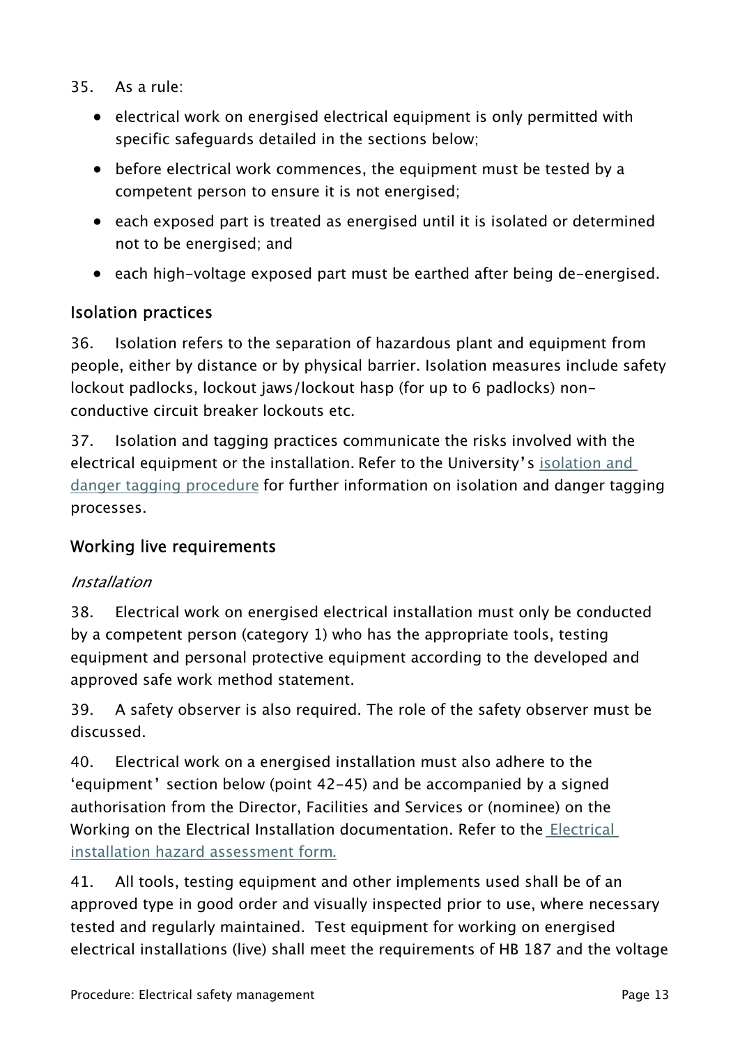35. As a rule:

- electrical work on energised electrical equipment is only permitted with specific safeguards detailed in the sections below;
- before electrical work commences, the equipment must be tested by a competent person to ensure it is not energised;
- each exposed part is treated as energised until it is isolated or determined not to be energised; and
- each high-voltage exposed part must be earthed after being de-energised.

## Isolation practices

36. Isolation refers to the separation of hazardous plant and equipment from people, either by distance or by physical barrier. Isolation measures include safety lockout padlocks, lockout jaws/lockout hasp (for up to 6 padlocks) non-conductive circuit breaker lockouts etc.

37. Isolation and tagging practices communicate the risks involved with the electrical equipment or the installation. Refer to the University's isolation and danger tagging procedure for further information on isolation and danger tagging processes.

## Working live requirements

*Installation*

38. Electrical work on energised electrical installation must only be conducted by a competent person (category 1) who has the appropriate tools, testing equipment and personal protective equipment according to the developed and approved safe work method statement.

39. A safety observer is also required. The role of the safety observer must be discussed.

40. Electrical work on a energised installation must also adhere to the 'equipment' section below (point 42-45) and be accompanied by a signed authorisation from the Director, Facilities and Services or (nominee) on the Working on the Electrical Installation documentation. Refer to the Electrical installation hazard assessment form.

41. All tools, testing equipment and other implements used shall be of an approved type in good order and visually inspected prior to use, where necessary tested and regularly maintained. Test equipment for working on energised electrical installations (live) shall meet the requirements of HB 187 and the voltage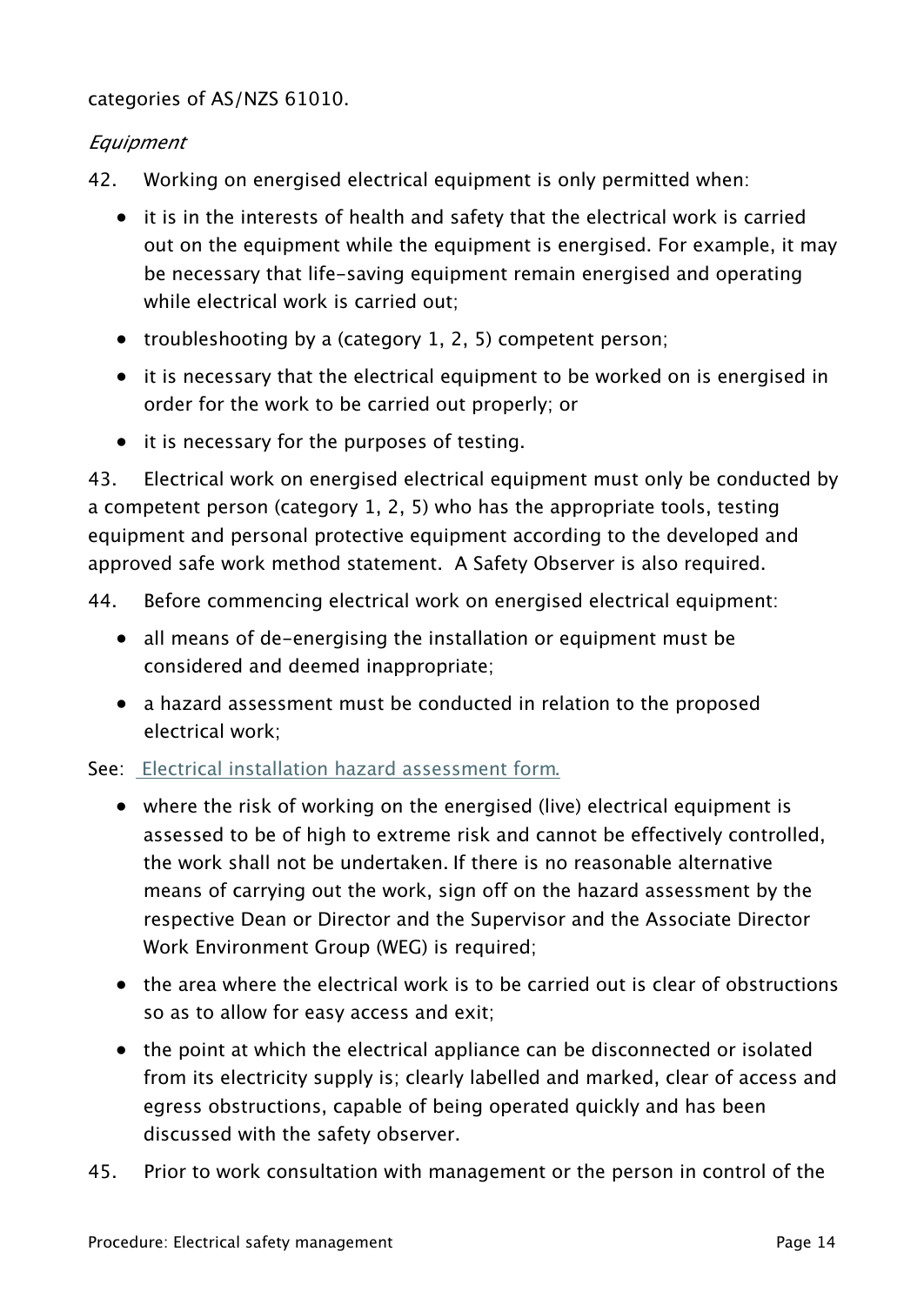categories of AS/NZS 61010.

*Equipment*

42. Working on energised electrical equipment is only permitted when:

- it is in the interests of health and safety that the electrical work is carried out on the equipment while the equipment is energised. For example, it may be necessary that life-saving equipment remain energised and operating while electrical work is carried out;
- troubleshooting by a (category 1, 2, 5) competent person;
- it is necessary that the electrical equipment to be worked on is energised in order for the work to be carried out properly; or
- it is necessary for the purposes of testing.

43. Electrical work on energised electrical equipment must only be conducted by a competent person (category 1, 2, 5) who has the appropriate tools, testing equipment and personal protective equipment according to the developed and approved safe work method statement. A Safety Observer is also required.

44. Before commencing electrical work on energised electrical equipment:

- all means of de-energising the installation or equipment must be considered and deemed inappropriate;
- a hazard assessment must be conducted in relation to the proposed electrical work;

See: [Electrical installation hazard assessment form.]

- where the risk of working on the energised (live) electrical equipment is assessed to be of high to extreme risk and cannot be effectively controlled, the work shall not be undertaken. If there is no reasonable alternative means of carrying out the work, sign off on the hazard assessment by the respective Dean or Director and the Supervisor and the Associate Director Work Environment Group (WEG) is required;
- the area where the electrical work is to be carried out is clear of obstructions so as to allow for easy access and exit;
- the point at which the electrical appliance can be disconnected or isolated from its electricity supply is; clearly labelled and marked, clear of access and egress obstructions, capable of being operated quickly and has been discussed with the safety observer.

45. Prior to work consultation with management or the person in control of the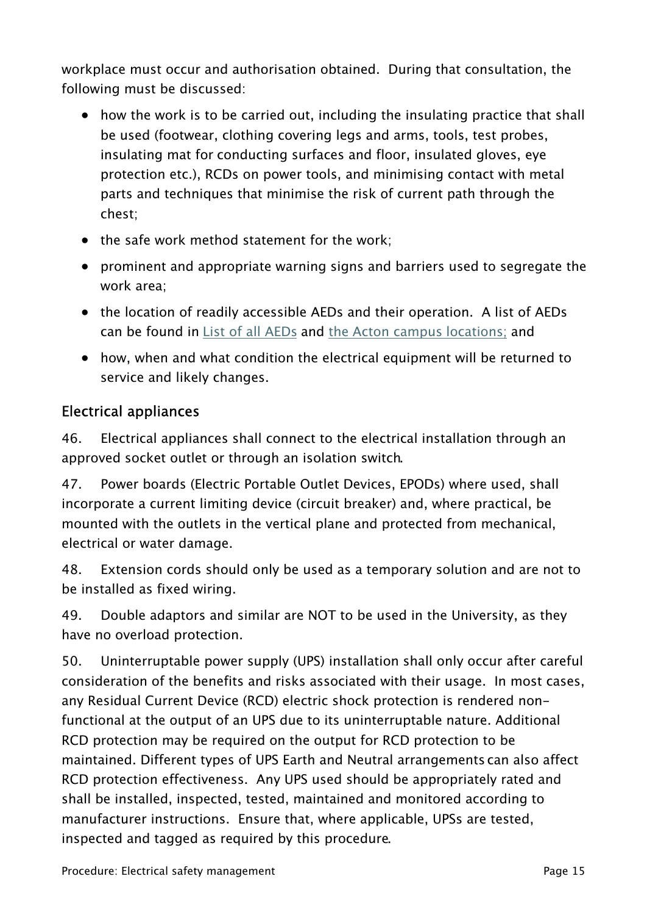workplace must occur and authorisation obtained. During that consultation, the following must be discussed:

- how the work is to be carried out, including the insulating practice that shall be used (footwear, clothing covering legs and arms, tools, test probes, insulating mat for conducting surfaces and floor, insulated gloves, eye protection etc.), RCDs on power tools, and minimising contact with metal parts and techniques that minimise the risk of current path through the chest;
- the safe work method statement for the work;
- prominent and appropriate warning signs and barriers used to segregate the work area;
- the location of readily accessible AEDs and their operation. A list of AEDs can be found in List of all AEDs and the Acton campus locations; and
- how, when and what condition the electrical equipment will be returned to service and likely changes.

## Electrical appliances

46. Electrical appliances shall connect to the electrical installation through an approved socket outlet or through an isolation switch.

47. Power boards (Electric Portable Outlet Devices, EPODs) where used, shall incorporate a current limiting device (circuit breaker) and, where practical, be mounted with the outlets in the vertical plane and protected from mechanical, electrical or water damage.

48. Extension cords should only be used as a temporary solution and are not to be installed as fixed wiring.

49. Double adaptors and similar are NOT to be used in the University, as they have no overload protection.

50. Uninterruptable power supply (UPS) installation shall only occur after careful consideration of the benefits and risks associated with their usage. In most cases, any Residual Current Device (RCD) electric shock protection is rendered non-functional at the output of an UPS due to its uninterruptable nature. Additional RCD protection may be required on the output for RCD protection to be maintained. Different types of UPS Earth and Neutral arrangements can also affect RCD protection effectiveness. Any UPS used should be appropriately rated and shall be installed, inspected, tested, maintained and monitored according to manufacturer instructions. Ensure that, where applicable, UPSs are tested, inspected and tagged as required by this procedure.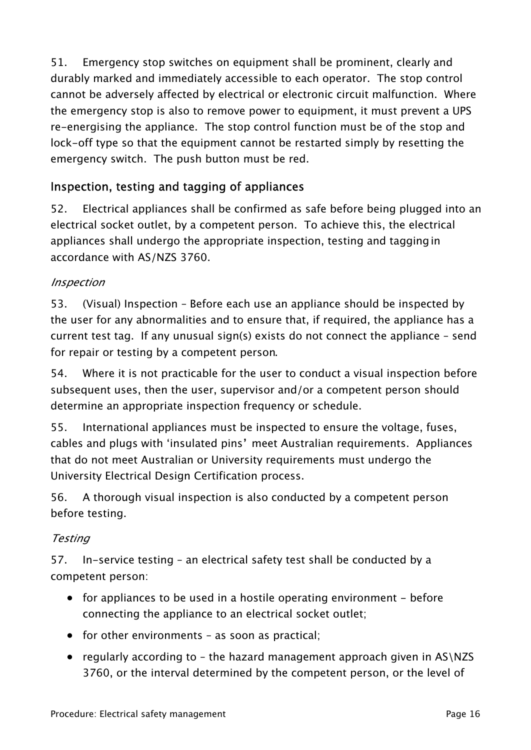51. Emergency stop switches on equipment shall be prominent, clearly and durably marked and immediately accessible to each operator. The stop control cannot be adversely affected by electrical or electronic circuit malfunction. Where the emergency stop is also to remove power to equipment, it must prevent a UPS re-energising the appliance. The stop control function must be of the stop and lock-off type so that the equipment cannot be restarted simply by resetting the emergency switch. The push button must be red.

## Inspection, testing and tagging of appliances

52. Electrical appliances shall be confirmed as safe before being plugged into an electrical socket outlet, by a competent person. To achieve this, the electrical appliances shall undergo the appropriate inspection, testing and tagging in accordance with AS/NZS 3760.

### *Inspection*

53. (Visual) Inspection – Before each use an appliance should be inspected by the user for any abnormalities and to ensure that, if required, the appliance has a current test tag. If any unusual sign(s) exists do not connect the appliance – send for repair or testing by a competent person.

54. Where it is not practicable for the user to conduct a visual inspection before subsequent uses, then the user, supervisor and/or a competent person should determine an appropriate inspection frequency or schedule.

55. International appliances must be inspected to ensure the voltage, fuses, cables and plugs with 'insulated pins' meet Australian requirements. Appliances that do not meet Australian or University requirements must undergo the University Electrical Design Certification process.

56. A thorough visual inspection is also conducted by a competent person before testing.

### *Testing*

57. In-service testing – an electrical safety test shall be conducted by a competent person:

- for appliances to be used in a hostile operating environment - before connecting the appliance to an electrical socket outlet;
- for other environments – as soon as practical;
- regularly according to – the hazard management approach given in AS\NZS 3760, or the interval determined by the competent person, or the level of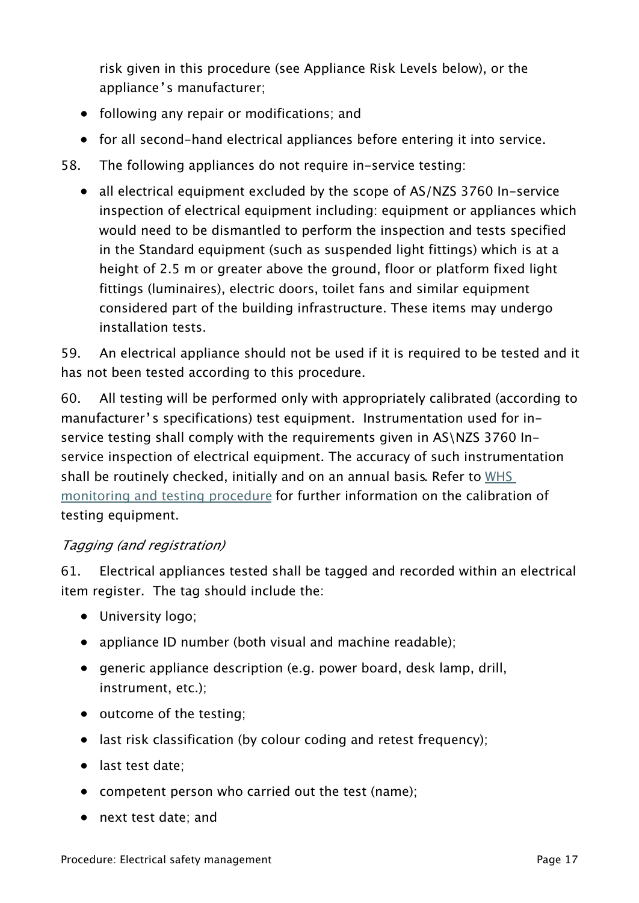risk given in this procedure (see Appliance Risk Levels below), or the appliance's manufacturer;

- following any repair or modifications; and
- for all second-hand electrical appliances before entering it into service.

58. The following appliances do not require in-service testing:

- all electrical equipment excluded by the scope of AS/NZS 3760 In-service inspection of electrical equipment including: equipment or appliances which would need to be dismantled to perform the inspection and tests specified in the Standard equipment (such as suspended light fittings) which is at a height of 2.5 m or greater above the ground, floor or platform fixed light fittings (luminaires), electric doors, toilet fans and similar equipment considered part of the building infrastructure. These items may undergo installation tests.

59. An electrical appliance should not be used if it is required to be tested and it has not been tested according to this procedure.

60. All testing will be performed only with appropriately calibrated (according to manufacturer's specifications) test equipment. Instrumentation used for in-service testing shall comply with the requirements given in AS\NZS 3760 In-service inspection of electrical equipment. The accuracy of such instrumentation shall be routinely checked, initially and on an annual basis. Refer to [WHS monitoring and testing procedure] for further information on the calibration of testing equipment.

*Tagging (and registration)*

61. Electrical appliances tested shall be tagged and recorded within an electrical item register. The tag should include the:

- University logo;
- appliance ID number (both visual and machine readable);
- generic appliance description (e.g. power board, desk lamp, drill, instrument, etc.);
- outcome of the testing;
- last risk classification (by colour coding and retest frequency);
- last test date;
- competent person who carried out the test (name);
- next test date; and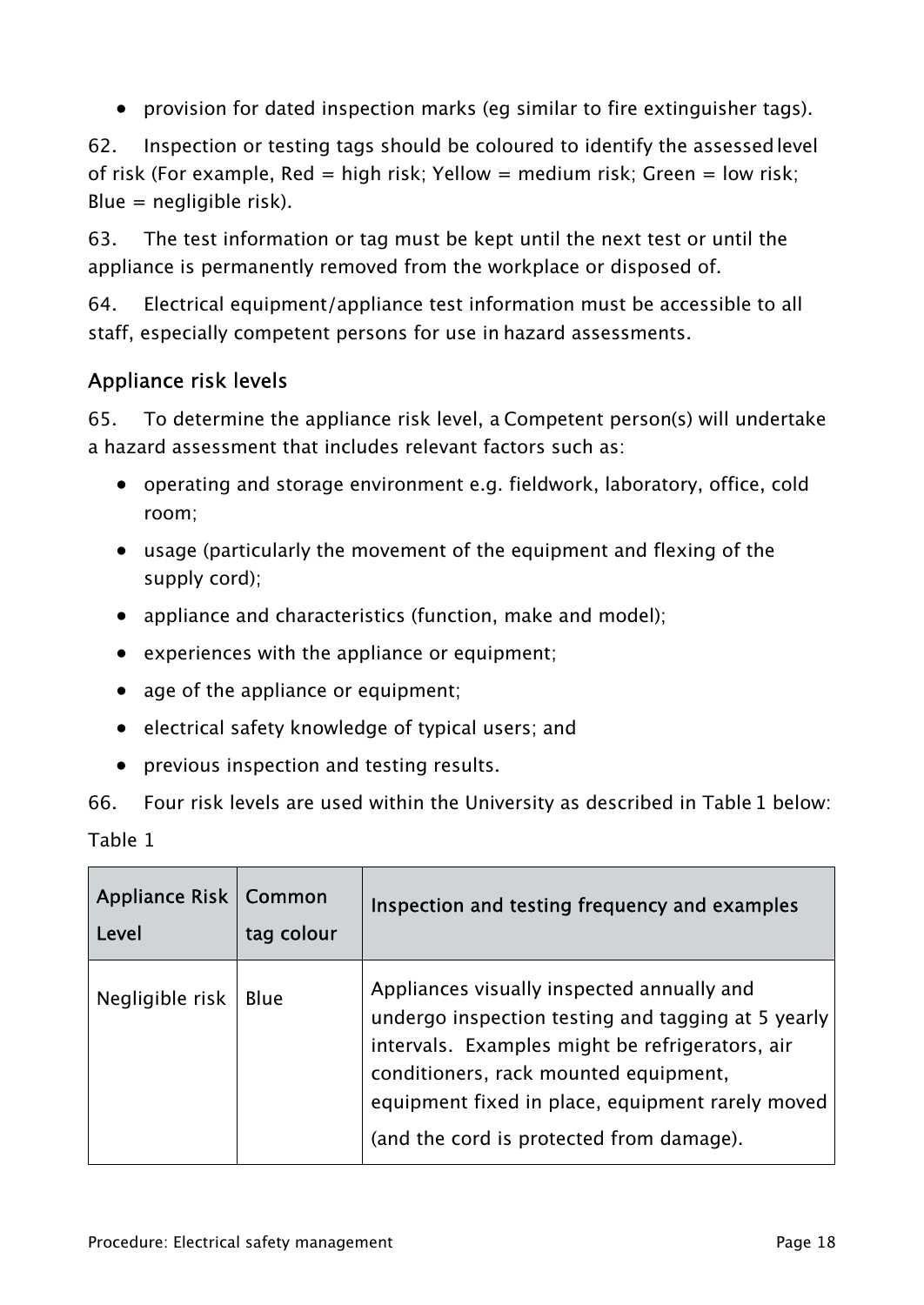- provision for dated inspection marks (eg similar to fire extinguisher tags).

62. Inspection or testing tags should be coloured to identify the assessed level of risk (For example, Red = high risk; Yellow = medium risk; Green = low risk; Blue = negligible risk).

63. The test information or tag must be kept until the next test or until the appliance is permanently removed from the workplace or disposed of.

64. Electrical equipment/appliance test information must be accessible to all staff, especially competent persons for use in hazard assessments.

## Appliance risk levels

65. To determine the appliance risk level, a Competent person(s) will undertake a hazard assessment that includes relevant factors such as:

- operating and storage environment e.g. fieldwork, laboratory, office, cold room;
- usage (particularly the movement of the equipment and flexing of the supply cord);
- appliance and characteristics (function, make and model);
- experiences with the appliance or equipment;
- age of the appliance or equipment;
- electrical safety knowledge of typical users; and
- previous inspection and testing results.

66. Four risk levels are used within the University as described in Table 1 below:

Table 1

| Appliance Risk Level | Common tag colour | Inspection and testing frequency and examples |
|---|---|---|
| Negligible risk | Blue | Appliances visually inspected annually and undergo inspection testing and tagging at 5 yearly intervals. Examples might be refrigerators, air conditioners, rack mounted equipment, equipment fixed in place, equipment rarely moved (and the cord is protected from damage). |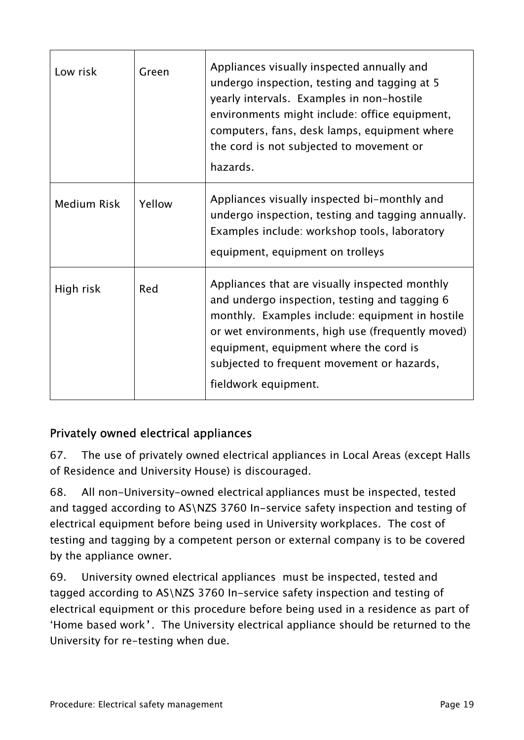| Low risk | Green | Appliances visually inspected annually and undergo inspection, testing and tagging at 5 yearly intervals. Examples in non-hostile environments might include: office equipment, computers, fans, desk lamps, equipment where the cord is not subjected to movement or hazards. |
|---|---|---|
| Medium Risk | Yellow | Appliances visually inspected bi-monthly and undergo inspection, testing and tagging annually. Examples include: workshop tools, laboratory equipment, equipment on trolleys |
| High risk | Red | Appliances that are visually inspected monthly and undergo inspection, testing and tagging 6 monthly. Examples include: equipment in hostile or wet environments, high use (frequently moved) equipment, equipment where the cord is subjected to frequent movement or hazards, fieldwork equipment. |

## Privately owned electrical appliances

67. The use of privately owned electrical appliances in Local Areas (except Halls of Residence and University House) is discouraged.

68. All non-University-owned electrical appliances must be inspected, tested and tagged according to AS\NZS 3760 In-service safety inspection and testing of electrical equipment before being used in University workplaces. The cost of testing and tagging by a competent person or external company is to be covered by the appliance owner.

69. University owned electrical appliances must be inspected, tested and tagged according to AS\NZS 3760 In-service safety inspection and testing of electrical equipment or this procedure before being used in a residence as part of 'Home based work'. The University electrical appliance should be returned to the University for re-testing when due.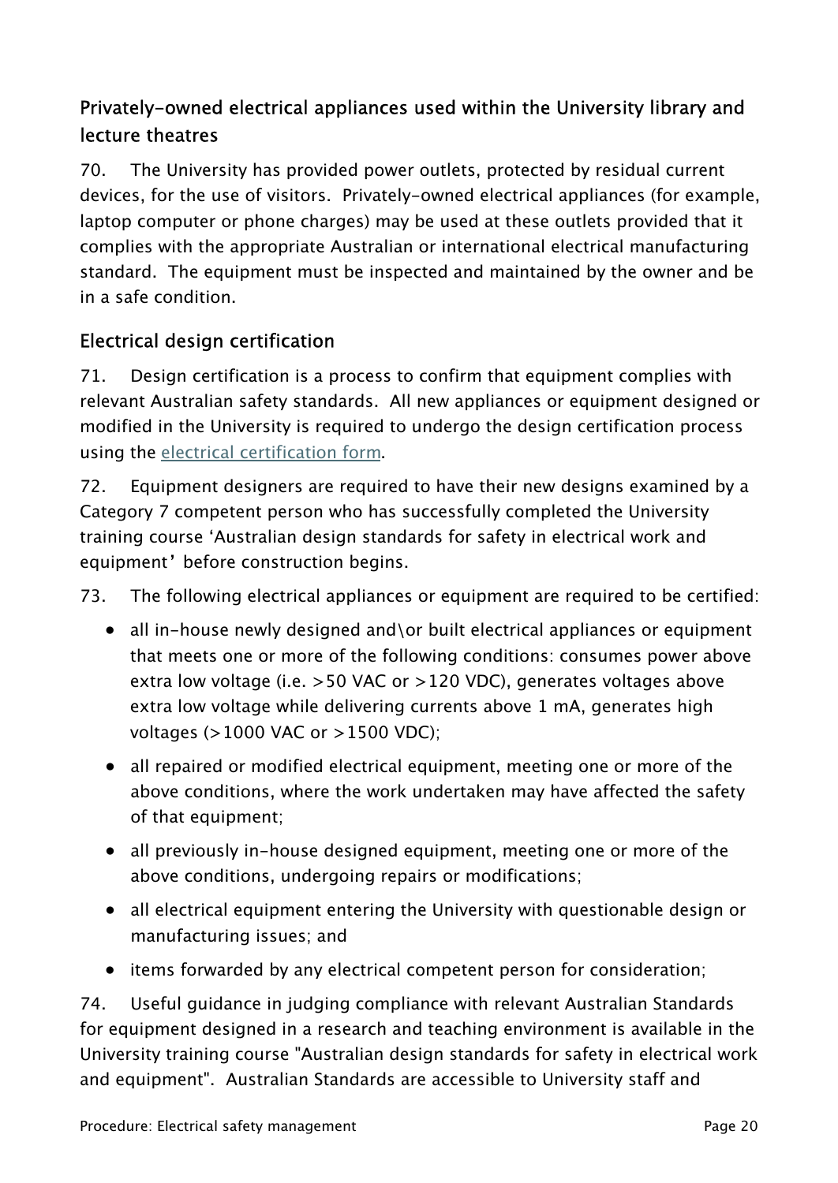## Privately-owned electrical appliances used within the University library and lecture theatres

70. The University has provided power outlets, protected by residual current devices, for the use of visitors. Privately-owned electrical appliances (for example, laptop computer or phone charges) may be used at these outlets provided that it complies with the appropriate Australian or international electrical manufacturing standard. The equipment must be inspected and maintained by the owner and be in a safe condition.

## Electrical design certification

71. Design certification is a process to confirm that equipment complies with relevant Australian safety standards. All new appliances or equipment designed or modified in the University is required to undergo the design certification process using the electrical certification form.

72. Equipment designers are required to have their new designs examined by a Category 7 competent person who has successfully completed the University training course 'Australian design standards for safety in electrical work and equipment' before construction begins.

73. The following electrical appliances or equipment are required to be certified:

- all in-house newly designed and\or built electrical appliances or equipment that meets one or more of the following conditions: consumes power above extra low voltage (i.e. >50 VAC or >120 VDC), generates voltages above extra low voltage while delivering currents above 1 mA, generates high voltages (>1000 VAC or >1500 VDC);
- all repaired or modified electrical equipment, meeting one or more of the above conditions, where the work undertaken may have affected the safety of that equipment;
- all previously in-house designed equipment, meeting one or more of the above conditions, undergoing repairs or modifications;
- all electrical equipment entering the University with questionable design or manufacturing issues; and
- items forwarded by any electrical competent person for consideration;

74. Useful guidance in judging compliance with relevant Australian Standards for equipment designed in a research and teaching environment is available in the University training course "Australian design standards for safety in electrical work and equipment". Australian Standards are accessible to University staff and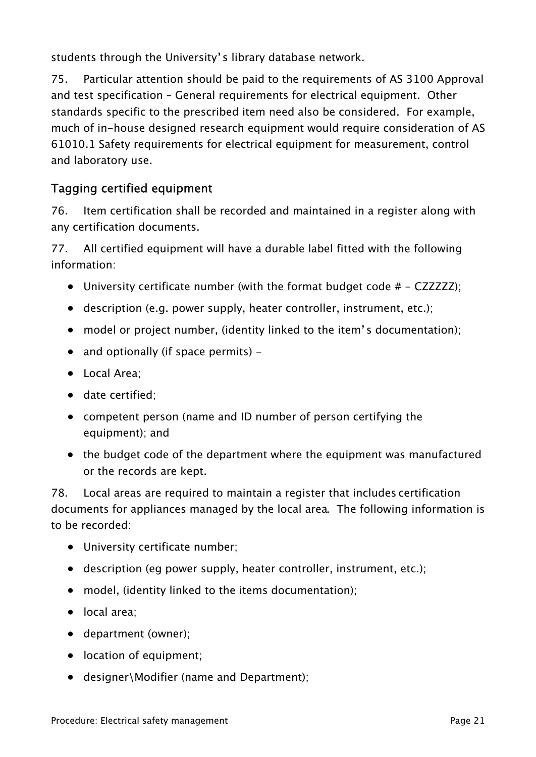students through the University's library database network.

75. Particular attention should be paid to the requirements of AS 3100 Approval and test specification – General requirements for electrical equipment. Other standards specific to the prescribed item need also be considered. For example, much of in-house designed research equipment would require consideration of AS 61010.1 Safety requirements for electrical equipment for measurement, control and laboratory use.

## Tagging certified equipment

76. Item certification shall be recorded and maintained in a register along with any certification documents.

77. All certified equipment will have a durable label fitted with the following information:

- University certificate number (with the format budget code # - CZZZZZ);
- description (e.g. power supply, heater controller, instrument, etc.);
- model or project number, (identity linked to the item's documentation);
- and optionally (if space permits) -
- Local Area;
- date certified;
- competent person (name and ID number of person certifying the equipment); and
- the budget code of the department where the equipment was manufactured or the records are kept.

78. Local areas are required to maintain a register that includes certification documents for appliances managed by the local area. The following information is to be recorded:

- University certificate number;
- description (eg power supply, heater controller, instrument, etc.);
- model, (identity linked to the items documentation);
- local area;
- department (owner);
- location of equipment;
- designer\Modifier (name and Department);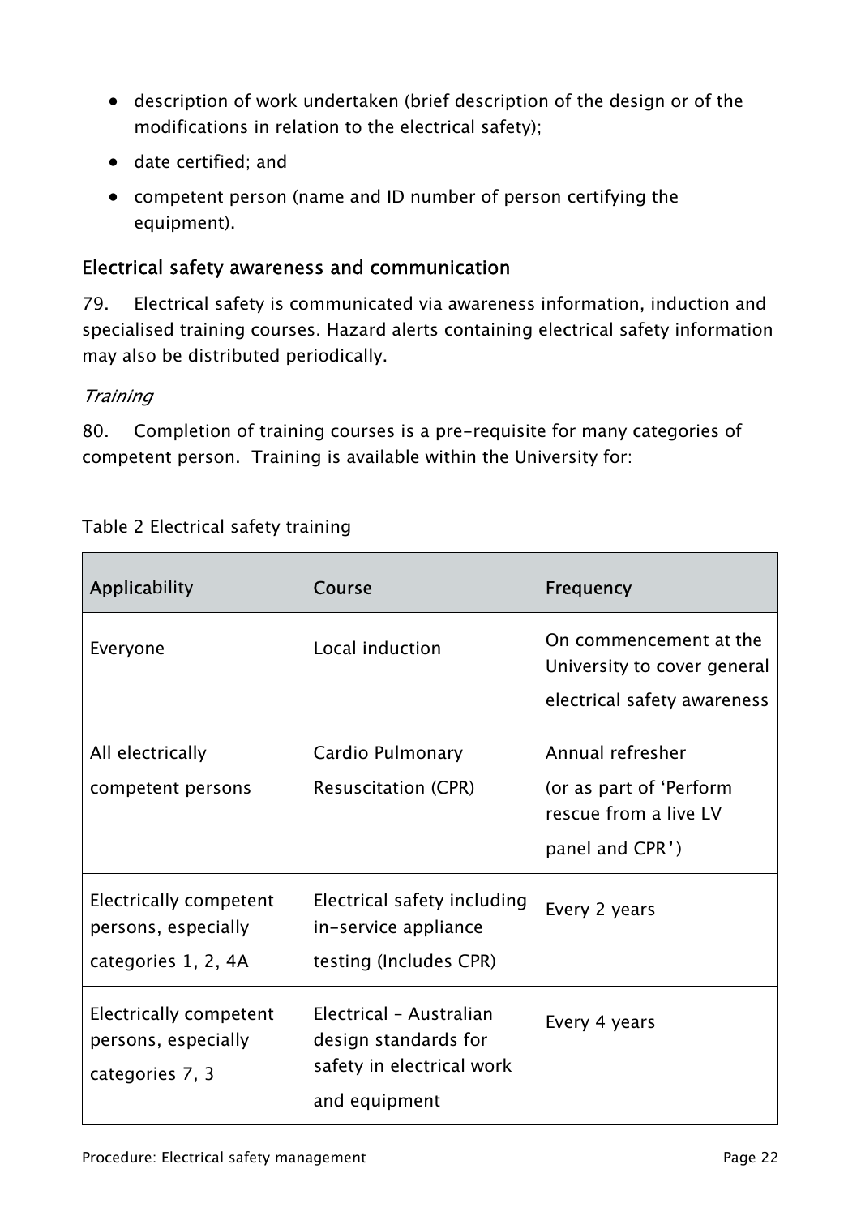- description of work undertaken (brief description of the design or of the modifications in relation to the electrical safety);
- date certified; and
- competent person (name and ID number of person certifying the equipment).

## Electrical safety awareness and communication

79. Electrical safety is communicated via awareness information, induction and specialised training courses. Hazard alerts containing electrical safety information may also be distributed periodically.

*Training*

80. Completion of training courses is a pre-requisite for many categories of competent person. Training is available within the University for:

Table 2 Electrical safety training

| Applicability | Course | Frequency |
|---|---|---|
| Everyone | Local induction | On commencement at the University to cover general electrical safety awareness |
| All electrically competent persons | Cardio Pulmonary Resuscitation (CPR) | Annual refresher (or as part of 'Perform rescue from a live LV panel and CPR') |
| Electrically competent persons, especially categories 1, 2, 4A | Electrical safety including in-service appliance testing (Includes CPR) | Every 2 years |
| Electrically competent persons, especially categories 7, 3 | Electrical – Australian design standards for safety in electrical work and equipment | Every 4 years |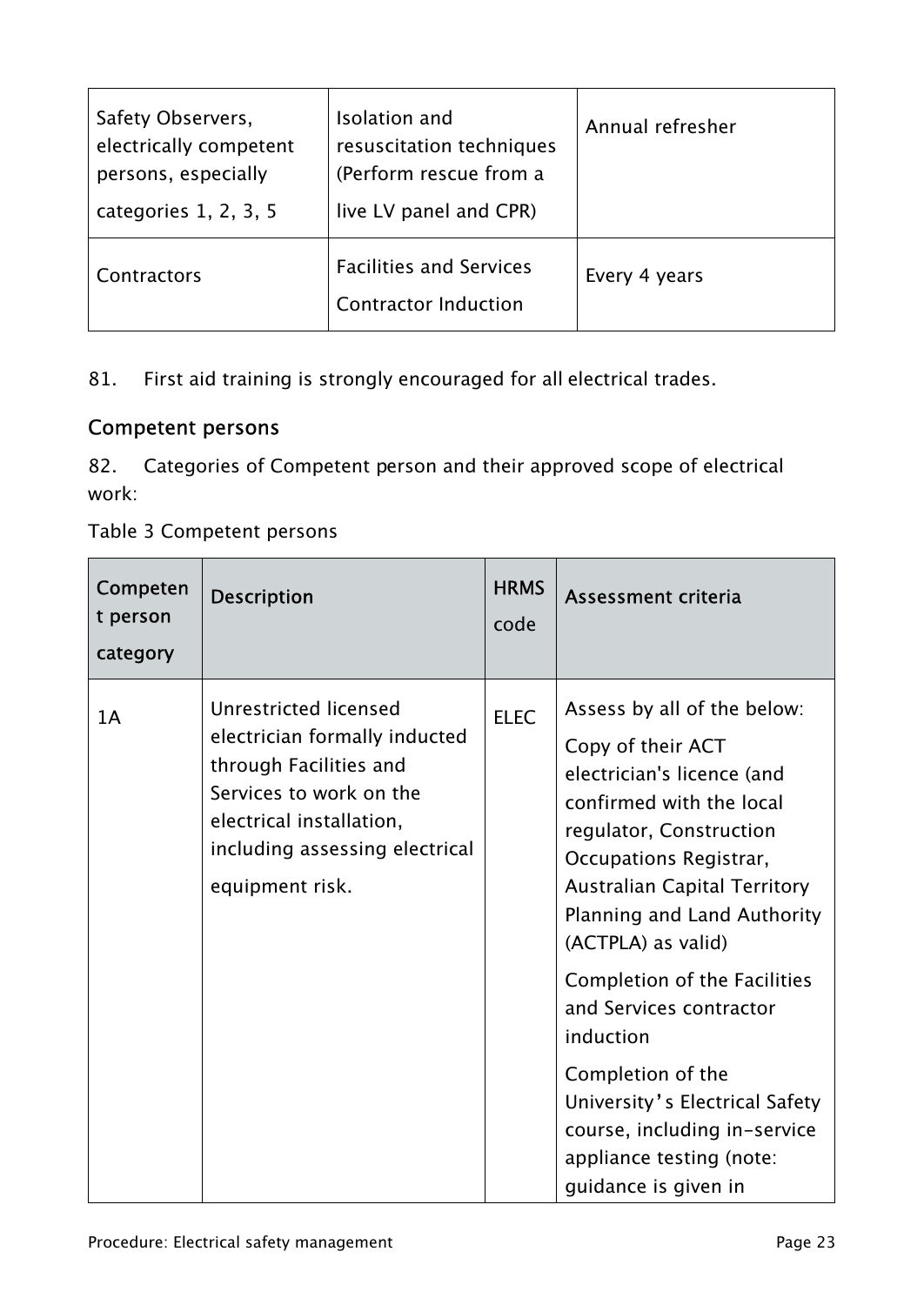| Safety Observers, electrically competent persons, especially categories 1, 2, 3, 5 | Isolation and resuscitation techniques (Perform rescue from a live LV panel and CPR) | Annual refresher |
|---|---|---|
| Contractors | Facilities and Services Contractor Induction | Every 4 years |

81. First aid training is strongly encouraged for all electrical trades.

## Competent persons

82. Categories of Competent person and their approved scope of electrical work:

Table 3 Competent persons

| Competent person category | Description | HRMS code | Assessment criteria |
|---|---|---|---|
| 1A | Unrestricted licensed electrician formally inducted through Facilities and Services to work on the electrical installation, including assessing electrical equipment risk. | ELEC | Assess by all of the below:<br>Copy of their ACT electrician's licence (and confirmed with the local regulator, Construction Occupations Registrar, Australian Capital Territory Planning and Land Authority (ACTPLA) as valid)<br>Completion of the Facilities and Services contractor induction<br>Completion of the University's Electrical Safety course, including in-service appliance testing (note: guidance is given in |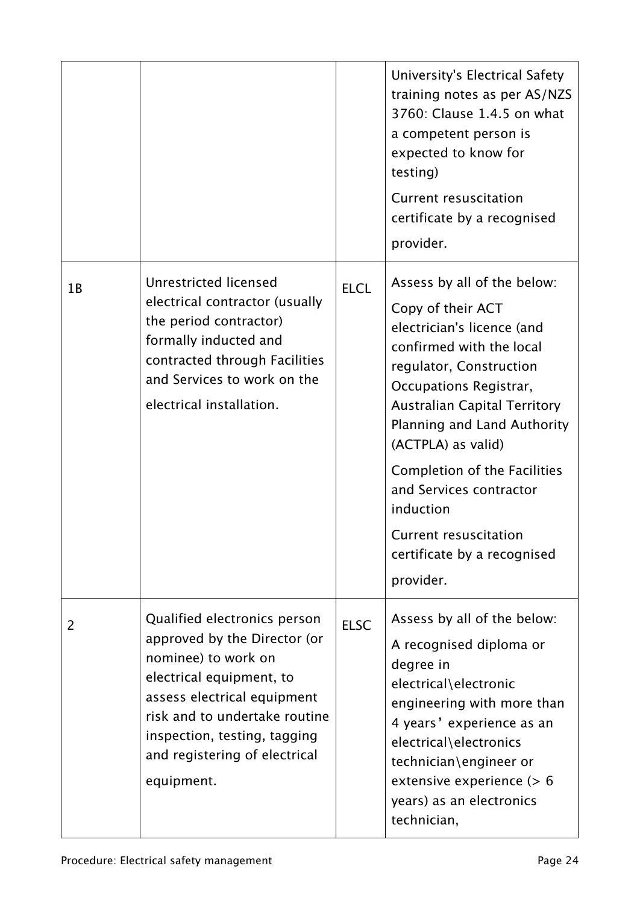| | | | |
|---|---|---|---|
| | | | University's Electrical Safety training notes as per AS/NZS 3760: Clause 1.4.5 on what a competent person is expected to know for testing)<br><br>Current resuscitation certificate by a recognised provider. |
| 1B | Unrestricted licensed electrical contractor (usually the period contractor) formally inducted and contracted through Facilities and Services to work on the electrical installation. | ELCL | Assess by all of the below:<br><br>Copy of their ACT electrician's licence (and confirmed with the local regulator, Construction Occupations Registrar, Australian Capital Territory Planning and Land Authority (ACTPLA) as valid)<br><br>Completion of the Facilities and Services contractor induction<br><br>Current resuscitation certificate by a recognised provider. |
| 2 | Qualified electronics person approved by the Director (or nominee) to work on electrical equipment, to assess electrical equipment risk and to undertake routine inspection, testing, tagging and registering of electrical equipment. | ELSC | Assess by all of the below:<br><br>A recognised diploma or degree in electrical\electronic engineering with more than 4 years' experience as an electrical\electronics technician\engineer or extensive experience (> 6 years) as an electronics technician, |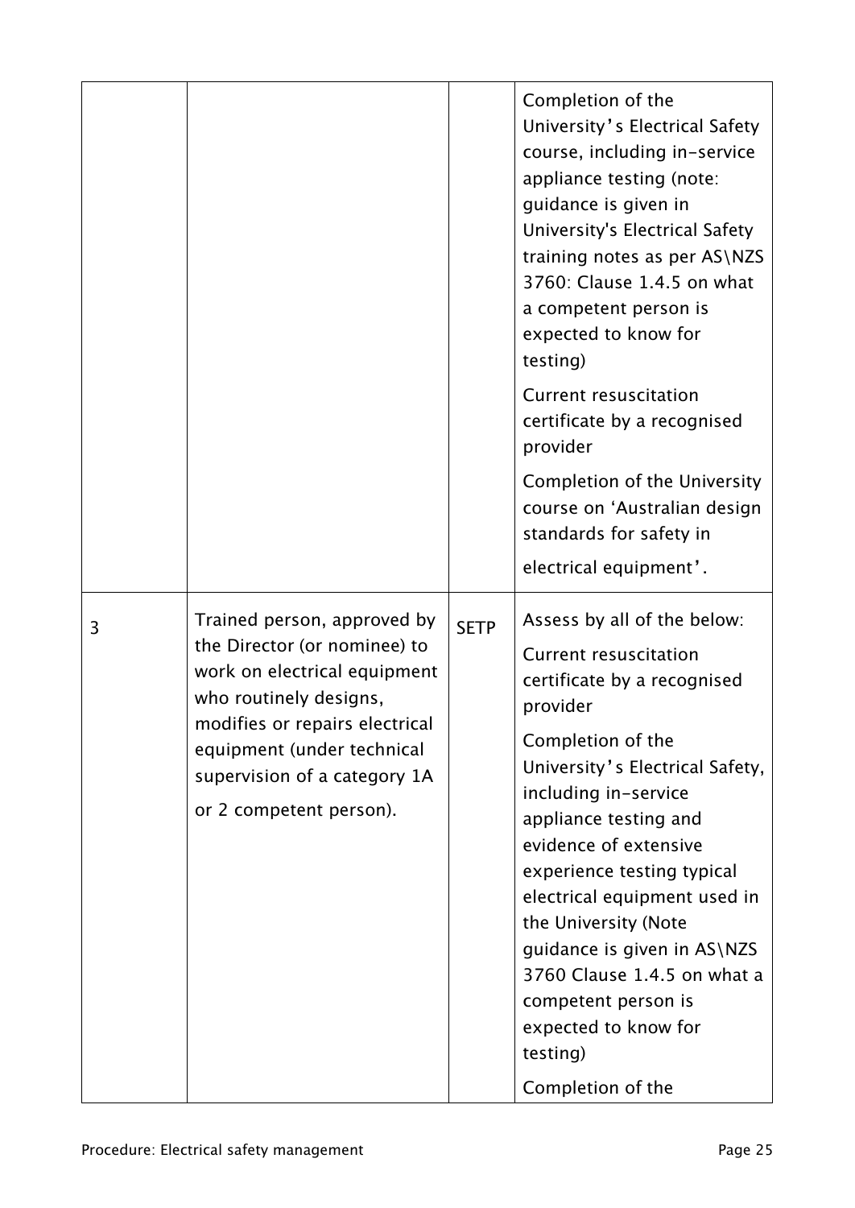| | | | |
|---|---|---|---|
| | | | Completion of the University's Electrical Safety course, including in-service appliance testing (note: guidance is given in University's Electrical Safety training notes as per AS\NZS 3760: Clause 1.4.5 on what a competent person is expected to know for testing)<br><br>Current resuscitation certificate by a recognised provider<br><br>Completion of the University course on 'Australian design standards for safety in electrical equipment'. |
| 3 | Trained person, approved by the Director (or nominee) to work on electrical equipment who routinely designs, modifies or repairs electrical equipment (under technical supervision of a category 1A or 2 competent person). | SETP | Assess by all of the below:<br><br>Current resuscitation certificate by a recognised provider<br><br>Completion of the University's Electrical Safety, including in-service appliance testing and evidence of extensive experience testing typical electrical equipment used in the University (Note guidance is given in AS\NZS 3760 Clause 1.4.5 on what a competent person is expected to know for testing)<br><br>Completion of the |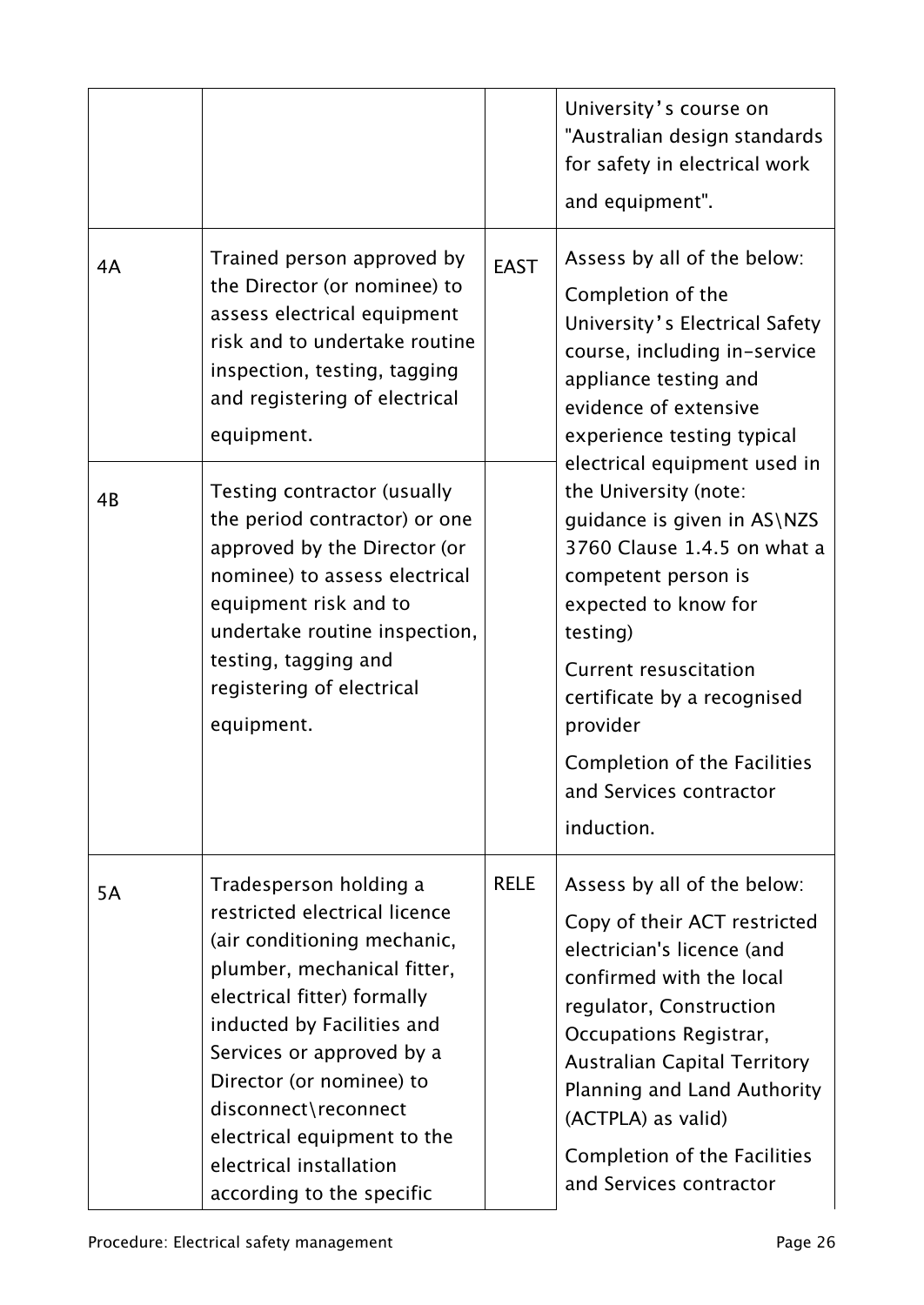| | | | |
|---|---|---|---|
| | | | University's course on "Australian design standards for safety in electrical work and equipment". |
| 4A | Trained person approved by the Director (or nominee) to assess electrical equipment risk and to undertake routine inspection, testing, tagging and registering of electrical equipment. | EAST | Assess by all of the below: Completion of the University's Electrical Safety course, including in-service appliance testing and evidence of extensive experience testing typical electrical equipment used in the University (note: guidance is given in AS\NZS 3760 Clause 1.4.5 on what a competent person is expected to know for testing) Current resuscitation certificate by a recognised provider Completion of the Facilities and Services contractor induction. |
| 4B | Testing contractor (usually the period contractor) or one approved by the Director (or nominee) to assess electrical equipment risk and to undertake routine inspection, testing, tagging and registering of electrical equipment. | | |
| 5A | Tradesperson holding a restricted electrical licence (air conditioning mechanic, plumber, mechanical fitter, electrical fitter) formally inducted by Facilities and Services or approved by a Director (or nominee) to disconnect\reconnect electrical equipment to the electrical installation according to the specific | RELE | Assess by all of the below: Copy of their ACT restricted electrician's licence (and confirmed with the local regulator, Construction Occupations Registrar, Australian Capital Territory Planning and Land Authority (ACTPLA) as valid) Completion of the Facilities and Services contractor |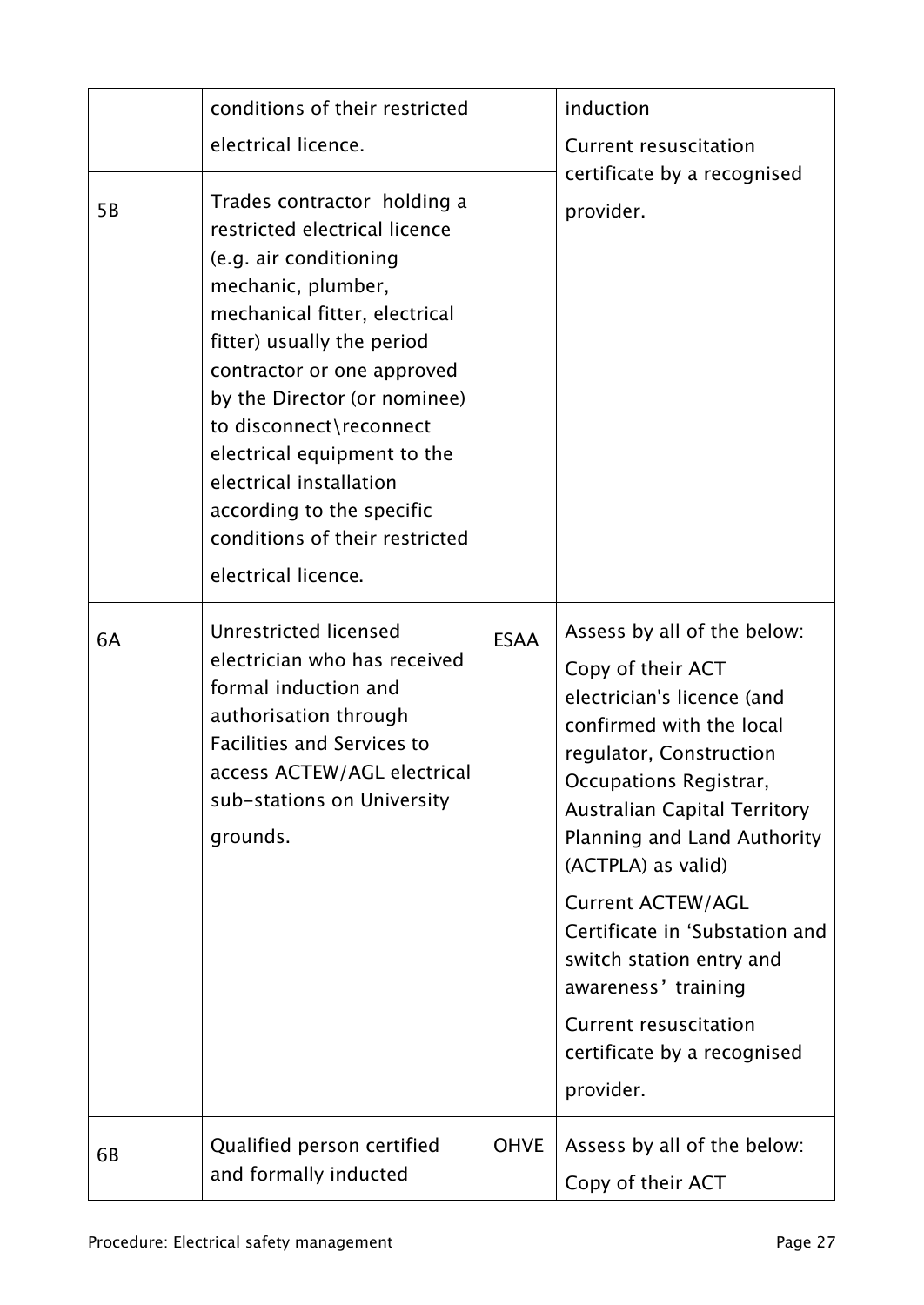| | | | |
|---|---|---|---|
| | conditions of their restricted electrical licence. | | induction<br>Current resuscitation certificate by a recognised provider. |
| 5B | Trades contractor holding a restricted electrical licence (e.g. air conditioning mechanic, plumber, mechanical fitter, electrical fitter) usually the period contractor or one approved by the Director (or nominee) to disconnect\reconnect electrical equipment to the electrical installation according to the specific conditions of their restricted electrical licence. | | |
| 6A | Unrestricted licensed electrician who has received formal induction and authorisation through Facilities and Services to access ACTEW/AGL electrical sub-stations on University grounds. | ESAA | Assess by all of the below:<br>Copy of their ACT electrician's licence (and confirmed with the local regulator, Construction Occupations Registrar, Australian Capital Territory Planning and Land Authority (ACTPLA) as valid)<br>Current ACTEW/AGL Certificate in 'Substation and switch station entry and awareness' training<br>Current resuscitation certificate by a recognised provider. |
| 6B | Qualified person certified and formally inducted | OHVE | Assess by all of the below:<br>Copy of their ACT |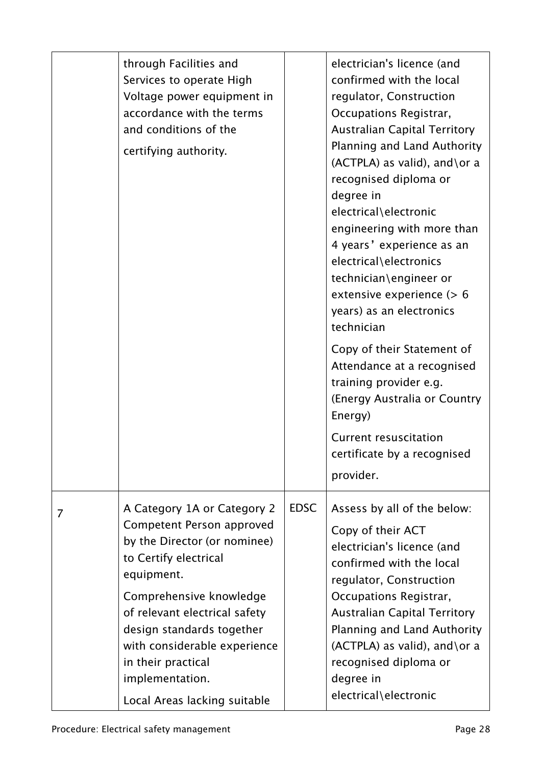| | | | |
|---|---|---|---|
| | through Facilities and Services to operate High Voltage power equipment in accordance with the terms and conditions of the certifying authority. | | electrician's licence (and confirmed with the local regulator, Construction Occupations Registrar, Australian Capital Territory Planning and Land Authority (ACTPLA) as valid), and\or a recognised diploma or degree in electrical\electronic engineering with more than 4 years' experience as an electrical\electronics technician\engineer or extensive experience (> 6 years) as an electronics technician<br><br>Copy of their Statement of Attendance at a recognised training provider e.g. (Energy Australia or Country Energy)<br><br>Current resuscitation certificate by a recognised provider. |
| 7 | A Category 1A or Category 2 Competent Person approved by the Director (or nominee) to Certify electrical equipment.<br><br>Comprehensive knowledge of relevant electrical safety design standards together with considerable experience in their practical implementation.<br><br>Local Areas lacking suitable | EDSC | Assess by all of the below:<br><br>Copy of their ACT electrician's licence (and confirmed with the local regulator, Construction Occupations Registrar, Australian Capital Territory Planning and Land Authority (ACTPLA) as valid), and\or a recognised diploma or degree in electrical\electronic |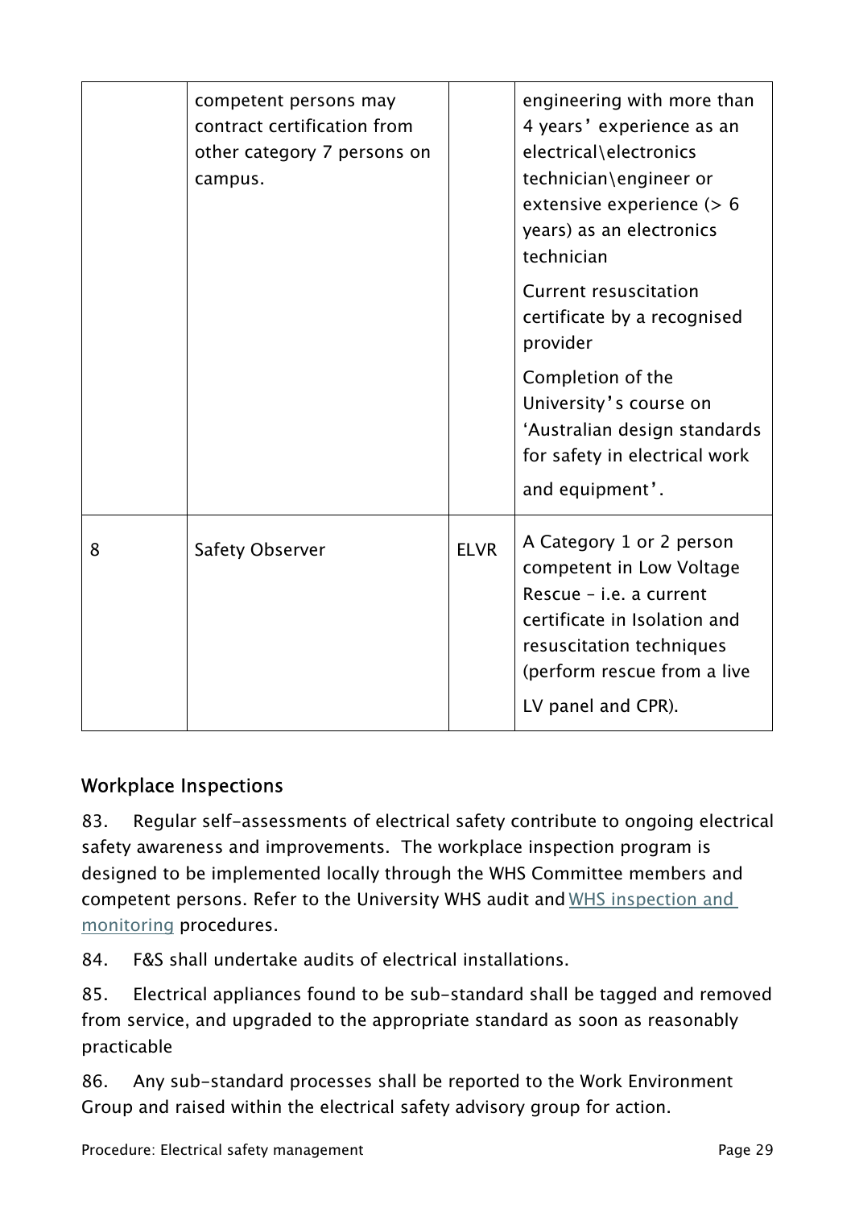| | | | |
|---|---|---|---|
| | competent persons may contract certification from other category 7 persons on campus. | | engineering with more than 4 years' experience as an electrical\electronics technician\engineer or extensive experience (> 6 years) as an electronics technician<br><br>Current resuscitation certificate by a recognised provider<br><br>Completion of the University's course on 'Australian design standards for safety in electrical work and equipment'. |
| 8 | Safety Observer | ELVR | A Category 1 or 2 person competent in Low Voltage Rescue – i.e. a current certificate in Isolation and resuscitation techniques (perform rescue from a live LV panel and CPR). |

## Workplace Inspections

83. Regular self-assessments of electrical safety contribute to ongoing electrical safety awareness and improvements. The workplace inspection program is designed to be implemented locally through the WHS Committee members and competent persons. Refer to the University WHS audit and WHS inspection and monitoring procedures.

84. F&S shall undertake audits of electrical installations.

85. Electrical appliances found to be sub-standard shall be tagged and removed from service, and upgraded to the appropriate standard as soon as reasonably practicable

86. Any sub-standard processes shall be reported to the Work Environment Group and raised within the electrical safety advisory group for action.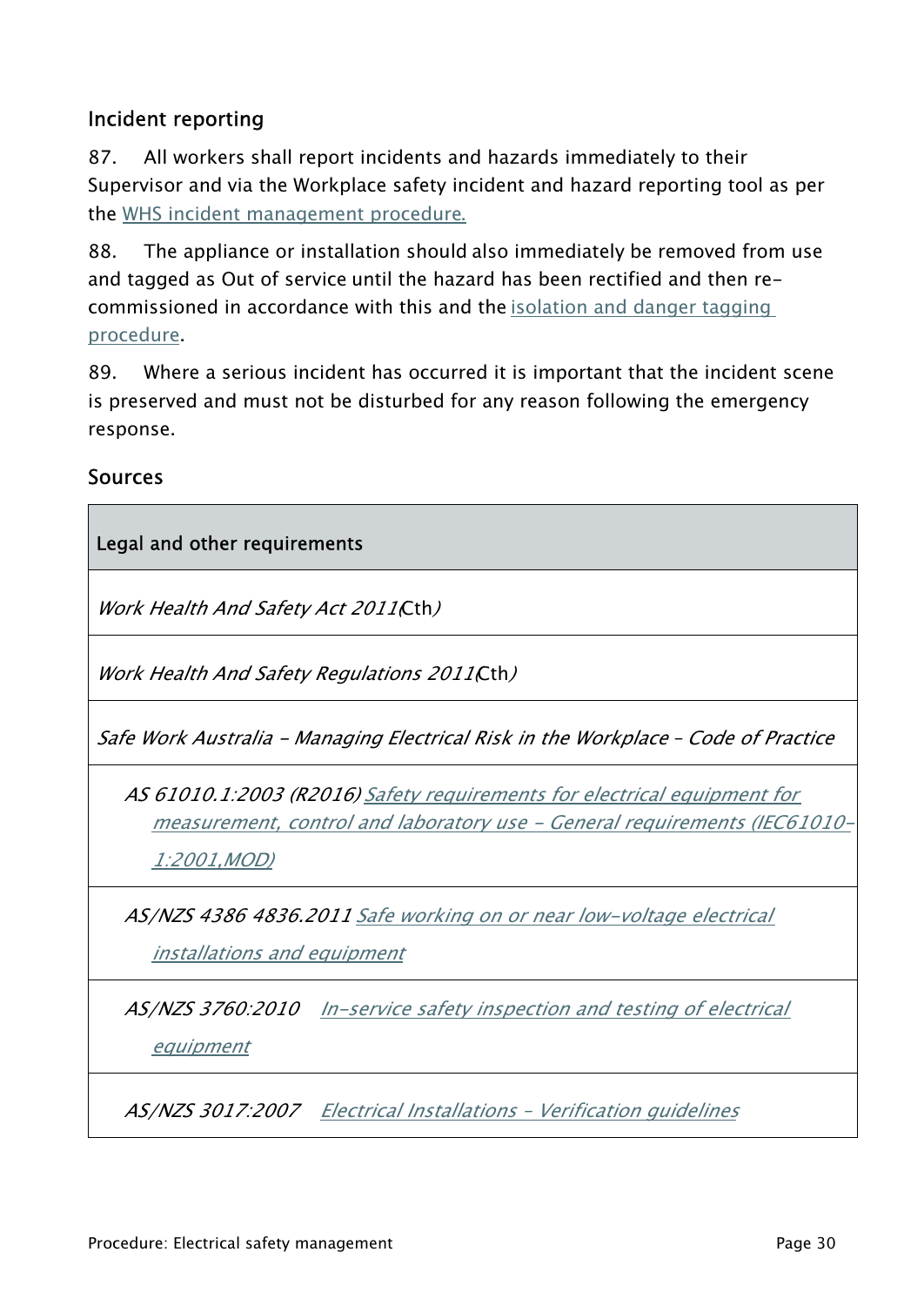## Incident reporting

87. All workers shall report incidents and hazards immediately to their Supervisor and via the Workplace safety incident and hazard reporting tool as per the [WHS incident management procedure.]()

88. The appliance or installation should also immediately be removed from use and tagged as Out of service until the hazard has been rectified and then re-commissioned in accordance with this and the [isolation and danger tagging procedure]().

89. Where a serious incident has occurred it is important that the incident scene is preserved and must not be disturbed for any reason following the emergency response.

## Sources

| Legal and other requirements |
|---|
| *Work Health And Safety Act 2011*(Cth*)* |
| *Work Health And Safety Regulations 2011*(Cth*)* |
| *Safe Work Australia - Managing Electrical Risk in the Workplace - Code of Practice* |
| *AS 61010.1:2003 (R2016) Safety requirements for electrical equipment for measurement, control and laboratory use - General requirements (IEC61010-1:2001,MOD)* |
| *AS/NZS 4386 4836.2011 Safe working on or near low-voltage electrical installations and equipment* |
| *AS/NZS 3760:2010 In-service safety inspection and testing of electrical equipment* |
| *AS/NZS 3017:2007 Electrical Installations - Verification guidelines* |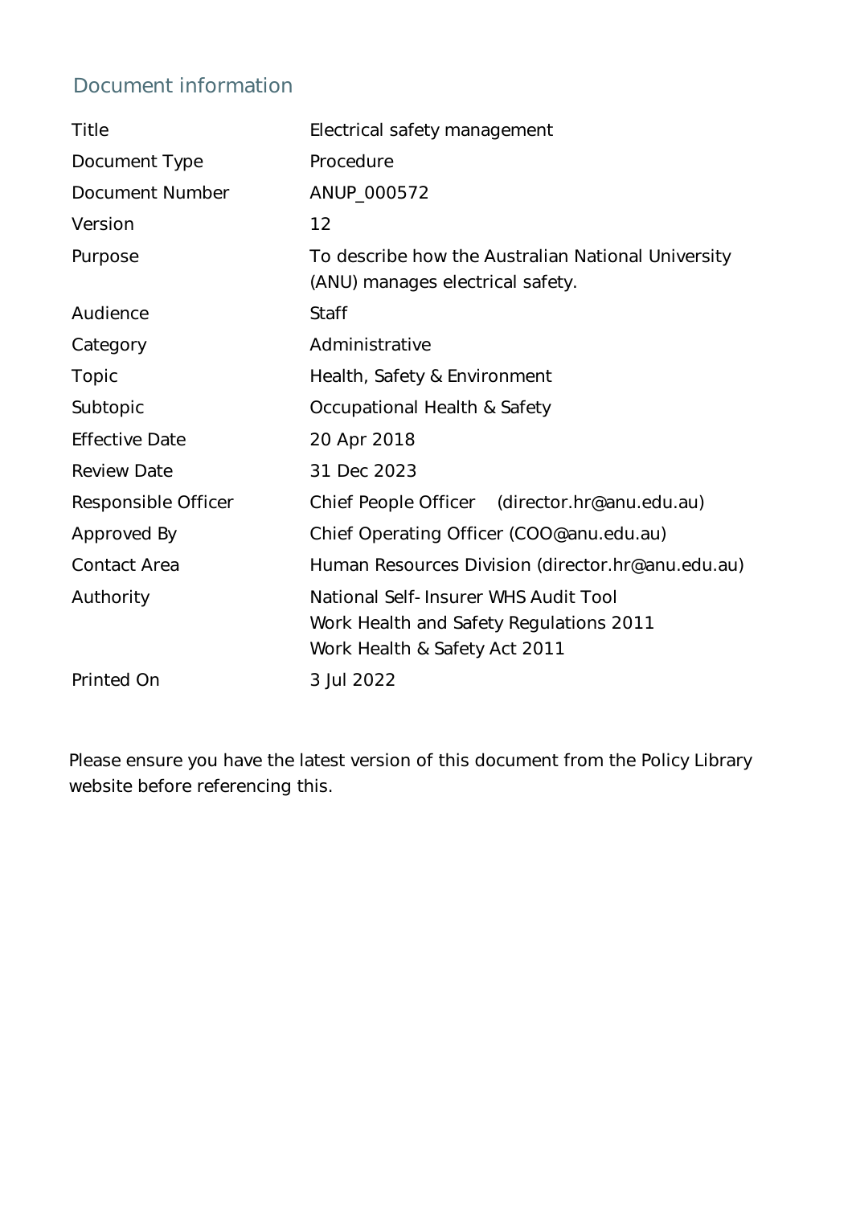## Document information

| | |
|---|---|
| Title | Electrical safety management |
| Document Type | Procedure |
| Document Number | ANUP_000572 |
| Version | 12 |
| Purpose | To describe how the Australian National University (ANU) manages electrical safety. |
| Audience | Staff |
| Category | Administrative |
| Topic | Health, Safety & Environment |
| Subtopic | Occupational Health & Safety |
| Effective Date | 20 Apr 2018 |
| Review Date | 31 Dec 2023 |
| Responsible Officer | Chief People Officer (director.hr@anu.edu.au) |
| Approved By | Chief Operating Officer (COO@anu.edu.au) |
| Contact Area | Human Resources Division (director.hr@anu.edu.au) |
| Authority | National Self-Insurer WHS Audit Tool<br>Work Health and Safety Regulations 2011<br>Work Health & Safety Act 2011 |
| Printed On | 3 Jul 2022 |

Please ensure you have the latest version of this document from the Policy Library website before referencing this.